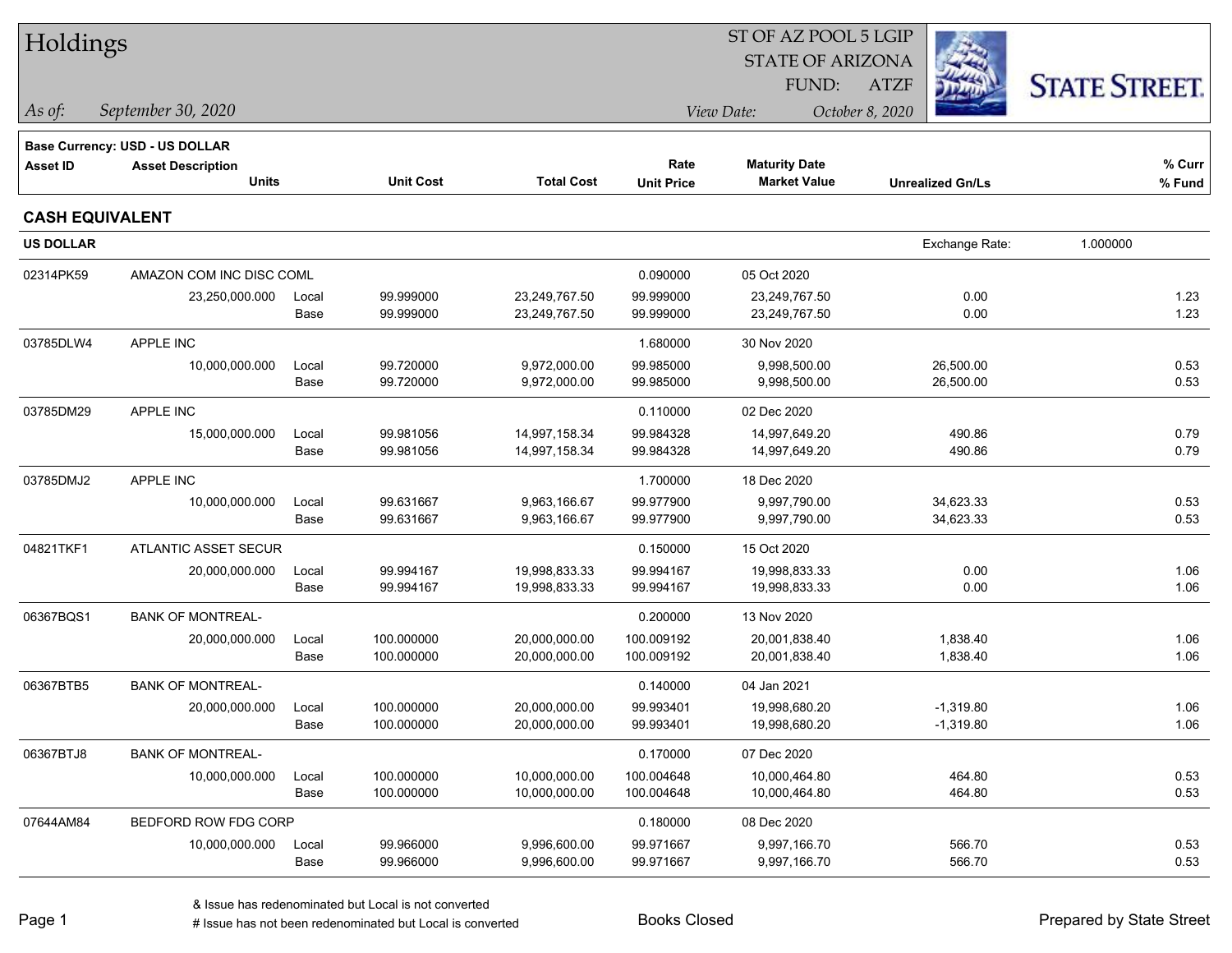# Holdings

ST OF AZ POOL 5 LGIP
STATE OF ARIZONA
FUND: ATZF

*As of:* *September 30, 2020*

*View Date:* *October 8, 2020*

STATE STREET.

**Base Currency: USD - US DOLLAR**

| Asset ID | Asset Description / Units | | Unit Cost | Total Cost | Rate / Unit Price | Maturity Date / Market Value | Unrealized Gn/Ls | % Curr / % Fund |
|---|---|---|---|---|---|---|---|---|

## CASH EQUIVALENT

**US DOLLAR** Exchange Rate: 1.000000

| Asset ID | Asset Description / Units | | Unit Cost | Total Cost | Rate / Unit Price | Maturity Date / Market Value | Unrealized Gn/Ls | % Curr / % Fund |
|---|---|---|---|---|---|---|---|---|
| 02314PK59 | AMAZON COM INC DISC COML | | | | 0.090000 | 05 Oct 2020 | | |
| | 23,250,000.000 | Local | 99.999000 | 23,249,767.50 | 99.999000 | 23,249,767.50 | 0.00 | 1.23 |
| | | Base | 99.999000 | 23,249,767.50 | 99.999000 | 23,249,767.50 | 0.00 | 1.23 |
| 03785DLW4 | APPLE INC | | | | 1.680000 | 30 Nov 2020 | | |
| | 10,000,000.000 | Local | 99.720000 | 9,972,000.00 | 99.985000 | 9,998,500.00 | 26,500.00 | 0.53 |
| | | Base | 99.720000 | 9,972,000.00 | 99.985000 | 9,998,500.00 | 26,500.00 | 0.53 |
| 03785DM29 | APPLE INC | | | | 0.110000 | 02 Dec 2020 | | |
| | 15,000,000.000 | Local | 99.981056 | 14,997,158.34 | 99.984328 | 14,997,649.20 | 490.86 | 0.79 |
| | | Base | 99.981056 | 14,997,158.34 | 99.984328 | 14,997,649.20 | 490.86 | 0.79 |
| 03785DMJ2 | APPLE INC | | | | 1.700000 | 18 Dec 2020 | | |
| | 10,000,000.000 | Local | 99.631667 | 9,963,166.67 | 99.977900 | 9,997,790.00 | 34,623.33 | 0.53 |
| | | Base | 99.631667 | 9,963,166.67 | 99.977900 | 9,997,790.00 | 34,623.33 | 0.53 |
| 04821TKF1 | ATLANTIC ASSET SECUR | | | | 0.150000 | 15 Oct 2020 | | |
| | 20,000,000.000 | Local | 99.994167 | 19,998,833.33 | 99.994167 | 19,998,833.33 | 0.00 | 1.06 |
| | | Base | 99.994167 | 19,998,833.33 | 99.994167 | 19,998,833.33 | 0.00 | 1.06 |
| 06367BQS1 | BANK OF MONTREAL- | | | | 0.200000 | 13 Nov 2020 | | |
| | 20,000,000.000 | Local | 100.000000 | 20,000,000.00 | 100.009192 | 20,001,838.40 | 1,838.40 | 1.06 |
| | | Base | 100.000000 | 20,000,000.00 | 100.009192 | 20,001,838.40 | 1,838.40 | 1.06 |
| 06367BTB5 | BANK OF MONTREAL- | | | | 0.140000 | 04 Jan 2021 | | |
| | 20,000,000.000 | Local | 100.000000 | 20,000,000.00 | 99.993401 | 19,998,680.20 | -1,319.80 | 1.06 |
| | | Base | 100.000000 | 20,000,000.00 | 99.993401 | 19,998,680.20 | -1,319.80 | 1.06 |
| 06367BTJ8 | BANK OF MONTREAL- | | | | 0.170000 | 07 Dec 2020 | | |
| | 10,000,000.000 | Local | 100.000000 | 10,000,000.00 | 100.004648 | 10,000,464.80 | 464.80 | 0.53 |
| | | Base | 100.000000 | 10,000,000.00 | 100.004648 | 10,000,464.80 | 464.80 | 0.53 |
| 07644AM84 | BEDFORD ROW FDG CORP | | | | 0.180000 | 08 Dec 2020 | | |
| | 10,000,000.000 | Local | 99.966000 | 9,996,600.00 | 99.971667 | 9,997,166.70 | 566.70 | 0.53 |
| | | Base | 99.966000 | 9,996,600.00 | 99.971667 | 9,997,166.70 | 566.70 | 0.53 |

& Issue has redenominated but Local is not converted
# Issue has not been redenominated but Local is converted

Books Closed

Prepared by State Street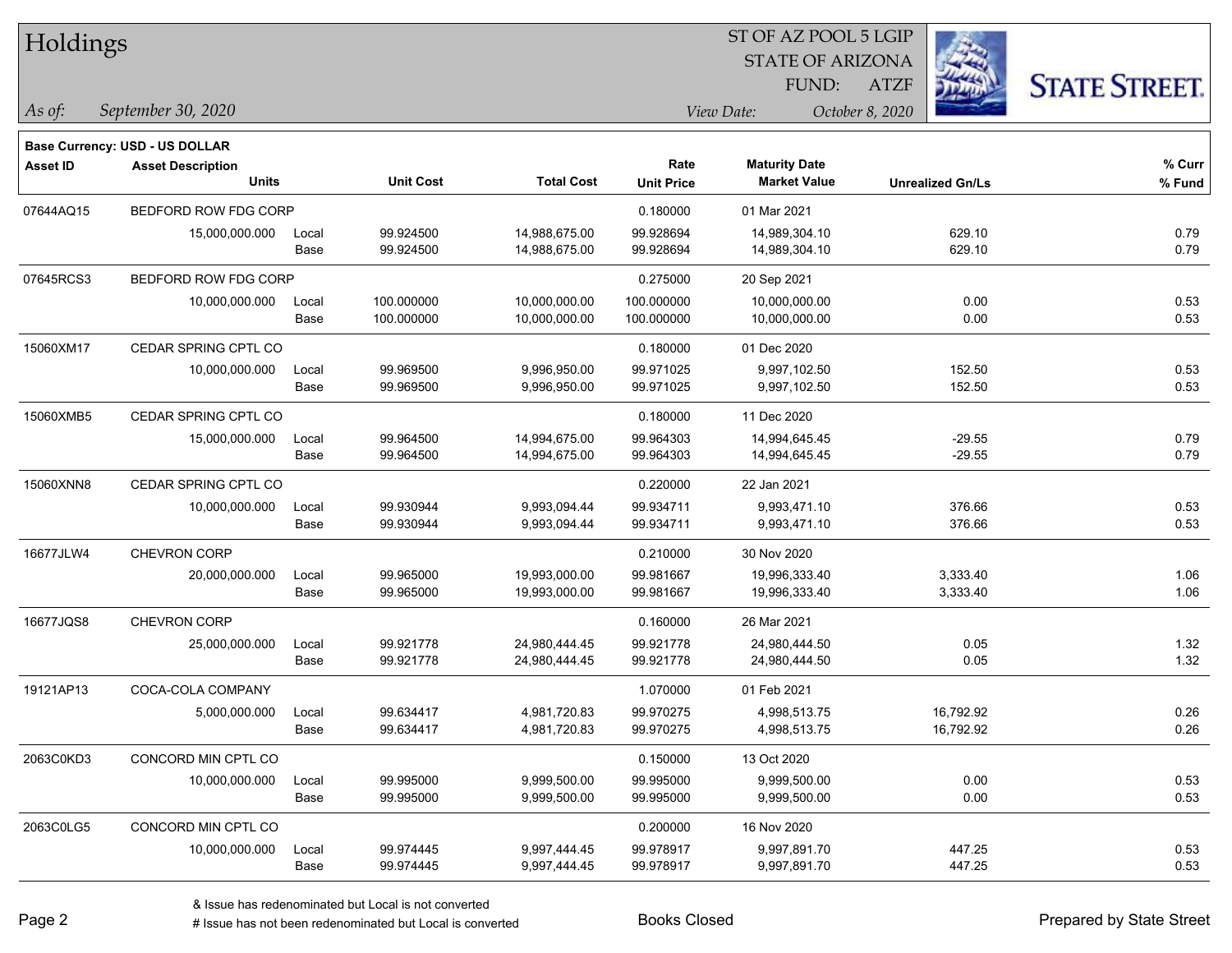# Holdings

ST OF AZ POOL 5 LGIP
STATE OF ARIZONA
FUND: ATZF

*As of:* *September 30, 2020*
*View Date:* *October 8, 2020*

**Base Currency: USD - US DOLLAR**

| Asset ID | Asset Description / Units | | Unit Cost | Total Cost | Rate / Unit Price | Maturity Date / Market Value | Unrealized Gn/Ls | % Curr / % Fund |
|---|---|---|---|---|---|---|---|---|
| 07644AQ15 | BEDFORD ROW FDG CORP | | | | 0.180000 | 01 Mar 2021 | | |
| | 15,000,000.000 | Local | 99.924500 | 14,988,675.00 | 99.928694 | 14,989,304.10 | 629.10 | 0.79 |
| | | Base | 99.924500 | 14,988,675.00 | 99.928694 | 14,989,304.10 | 629.10 | 0.79 |
| 07645RCS3 | BEDFORD ROW FDG CORP | | | | 0.275000 | 20 Sep 2021 | | |
| | 10,000,000.000 | Local | 100.000000 | 10,000,000.00 | 100.000000 | 10,000,000.00 | 0.00 | 0.53 |
| | | Base | 100.000000 | 10,000,000.00 | 100.000000 | 10,000,000.00 | 0.00 | 0.53 |
| 15060XM17 | CEDAR SPRING CPTL CO | | | | 0.180000 | 01 Dec 2020 | | |
| | 10,000,000.000 | Local | 99.969500 | 9,996,950.00 | 99.971025 | 9,997,102.50 | 152.50 | 0.53 |
| | | Base | 99.969500 | 9,996,950.00 | 99.971025 | 9,997,102.50 | 152.50 | 0.53 |
| 15060XMB5 | CEDAR SPRING CPTL CO | | | | 0.180000 | 11 Dec 2020 | | |
| | 15,000,000.000 | Local | 99.964500 | 14,994,675.00 | 99.964303 | 14,994,645.45 | -29.55 | 0.79 |
| | | Base | 99.964500 | 14,994,675.00 | 99.964303 | 14,994,645.45 | -29.55 | 0.79 |
| 15060XNN8 | CEDAR SPRING CPTL CO | | | | 0.220000 | 22 Jan 2021 | | |
| | 10,000,000.000 | Local | 99.930944 | 9,993,094.44 | 99.934711 | 9,993,471.10 | 376.66 | 0.53 |
| | | Base | 99.930944 | 9,993,094.44 | 99.934711 | 9,993,471.10 | 376.66 | 0.53 |
| 16677JLW4 | CHEVRON CORP | | | | 0.210000 | 30 Nov 2020 | | |
| | 20,000,000.000 | Local | 99.965000 | 19,993,000.00 | 99.981667 | 19,996,333.40 | 3,333.40 | 1.06 |
| | | Base | 99.965000 | 19,993,000.00 | 99.981667 | 19,996,333.40 | 3,333.40 | 1.06 |
| 16677JQS8 | CHEVRON CORP | | | | 0.160000 | 26 Mar 2021 | | |
| | 25,000,000.000 | Local | 99.921778 | 24,980,444.45 | 99.921778 | 24,980,444.50 | 0.05 | 1.32 |
| | | Base | 99.921778 | 24,980,444.45 | 99.921778 | 24,980,444.50 | 0.05 | 1.32 |
| 19121AP13 | COCA-COLA COMPANY | | | | 1.070000 | 01 Feb 2021 | | |
| | 5,000,000.000 | Local | 99.634417 | 4,981,720.83 | 99.970275 | 4,998,513.75 | 16,792.92 | 0.26 |
| | | Base | 99.634417 | 4,981,720.83 | 99.970275 | 4,998,513.75 | 16,792.92 | 0.26 |
| 2063C0KD3 | CONCORD MIN CPTL CO | | | | 0.150000 | 13 Oct 2020 | | |
| | 10,000,000.000 | Local | 99.995000 | 9,999,500.00 | 99.995000 | 9,999,500.00 | 0.00 | 0.53 |
| | | Base | 99.995000 | 9,999,500.00 | 99.995000 | 9,999,500.00 | 0.00 | 0.53 |
| 2063C0LG5 | CONCORD MIN CPTL CO | | | | 0.200000 | 16 Nov 2020 | | |
| | 10,000,000.000 | Local | 99.974445 | 9,997,444.45 | 99.978917 | 9,997,891.70 | 447.25 | 0.53 |
| | | Base | 99.974445 | 9,997,444.45 | 99.978917 | 9,997,891.70 | 447.25 | 0.53 |

& Issue has redenominated but Local is not converted
# Issue has not been redenominated but Local is converted

Books Closed

Prepared by State Street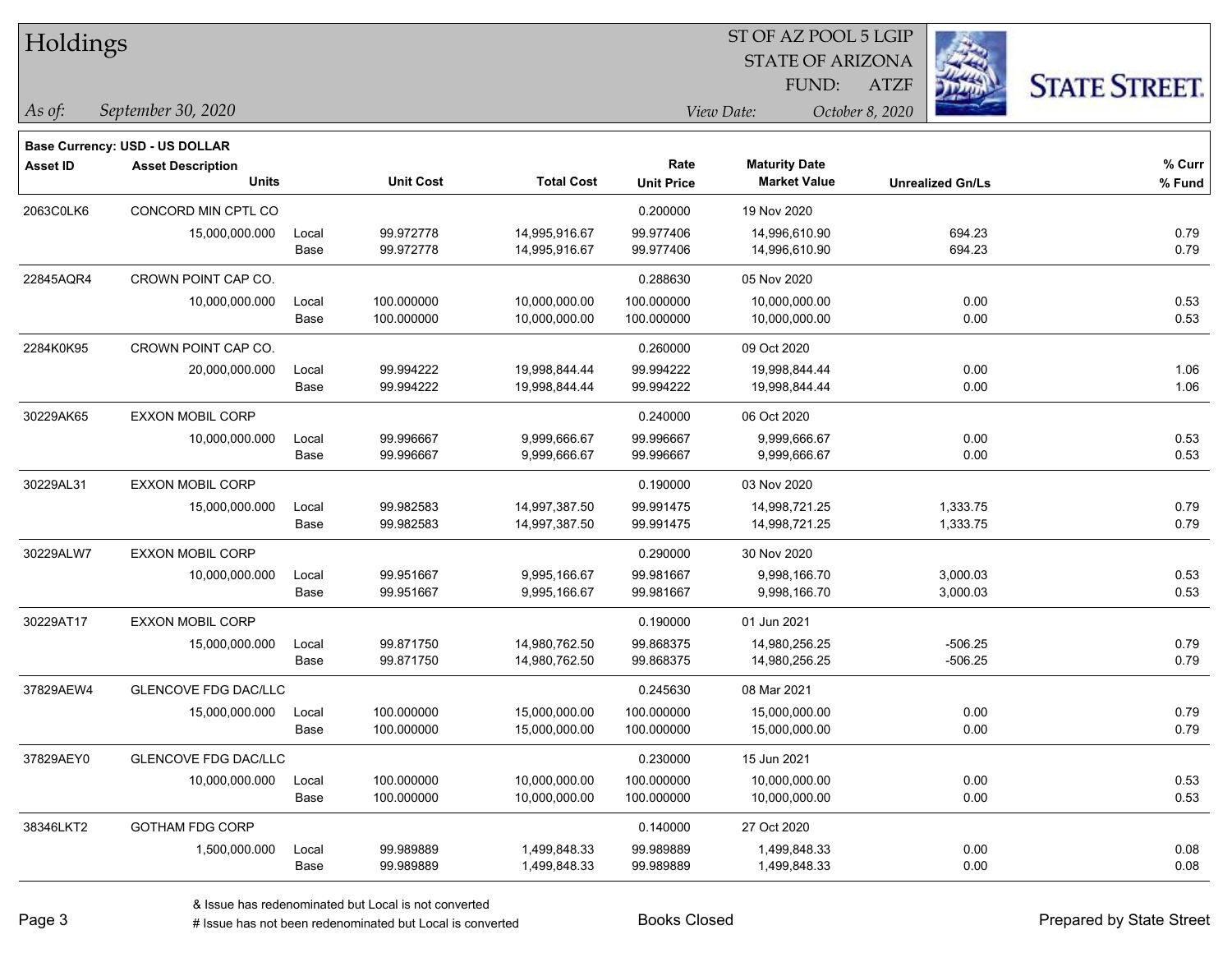# Holdings

ST OF AZ POOL 5 LGIP
STATE OF ARIZONA
FUND: ATZF

*As of:* *September 30, 2020*

*View Date:* *October 8, 2020*

**Base Currency: USD - US DOLLAR**

| Asset ID | Asset Description / Units | | Unit Cost | Total Cost | Rate / Unit Price | Maturity Date / Market Value | Unrealized Gn/Ls | % Curr / % Fund |
|---|---|---|---|---|---|---|---|---|
| 2063C0LK6 | CONCORD MIN CPTL CO | | | | 0.200000 | 19 Nov 2020 | | |
| | 15,000,000.000 | Local | 99.972778 | 14,995,916.67 | 99.977406 | 14,996,610.90 | 694.23 | 0.79 |
| | | Base | 99.972778 | 14,995,916.67 | 99.977406 | 14,996,610.90 | 694.23 | 0.79 |
| 22845AQR4 | CROWN POINT CAP CO. | | | | 0.288630 | 05 Nov 2020 | | |
| | 10,000,000.000 | Local | 100.000000 | 10,000,000.00 | 100.000000 | 10,000,000.00 | 0.00 | 0.53 |
| | | Base | 100.000000 | 10,000,000.00 | 100.000000 | 10,000,000.00 | 0.00 | 0.53 |
| 2284K0K95 | CROWN POINT CAP CO. | | | | 0.260000 | 09 Oct 2020 | | |
| | 20,000,000.000 | Local | 99.994222 | 19,998,844.44 | 99.994222 | 19,998,844.44 | 0.00 | 1.06 |
| | | Base | 99.994222 | 19,998,844.44 | 99.994222 | 19,998,844.44 | 0.00 | 1.06 |
| 30229AK65 | EXXON MOBIL CORP | | | | 0.240000 | 06 Oct 2020 | | |
| | 10,000,000.000 | Local | 99.996667 | 9,999,666.67 | 99.996667 | 9,999,666.67 | 0.00 | 0.53 |
| | | Base | 99.996667 | 9,999,666.67 | 99.996667 | 9,999,666.67 | 0.00 | 0.53 |
| 30229AL31 | EXXON MOBIL CORP | | | | 0.190000 | 03 Nov 2020 | | |
| | 15,000,000.000 | Local | 99.982583 | 14,997,387.50 | 99.991475 | 14,998,721.25 | 1,333.75 | 0.79 |
| | | Base | 99.982583 | 14,997,387.50 | 99.991475 | 14,998,721.25 | 1,333.75 | 0.79 |
| 30229ALW7 | EXXON MOBIL CORP | | | | 0.290000 | 30 Nov 2020 | | |
| | 10,000,000.000 | Local | 99.951667 | 9,995,166.67 | 99.981667 | 9,998,166.70 | 3,000.03 | 0.53 |
| | | Base | 99.951667 | 9,995,166.67 | 99.981667 | 9,998,166.70 | 3,000.03 | 0.53 |
| 30229AT17 | EXXON MOBIL CORP | | | | 0.190000 | 01 Jun 2021 | | |
| | 15,000,000.000 | Local | 99.871750 | 14,980,762.50 | 99.868375 | 14,980,256.25 | -506.25 | 0.79 |
| | | Base | 99.871750 | 14,980,762.50 | 99.868375 | 14,980,256.25 | -506.25 | 0.79 |
| 37829AEW4 | GLENCOVE FDG DAC/LLC | | | | 0.245630 | 08 Mar 2021 | | |
| | 15,000,000.000 | Local | 100.000000 | 15,000,000.00 | 100.000000 | 15,000,000.00 | 0.00 | 0.79 |
| | | Base | 100.000000 | 15,000,000.00 | 100.000000 | 15,000,000.00 | 0.00 | 0.79 |
| 37829AEY0 | GLENCOVE FDG DAC/LLC | | | | 0.230000 | 15 Jun 2021 | | |
| | 10,000,000.000 | Local | 100.000000 | 10,000,000.00 | 100.000000 | 10,000,000.00 | 0.00 | 0.53 |
| | | Base | 100.000000 | 10,000,000.00 | 100.000000 | 10,000,000.00 | 0.00 | 0.53 |
| 38346LKT2 | GOTHAM FDG CORP | | | | 0.140000 | 27 Oct 2020 | | |
| | 1,500,000.000 | Local | 99.989889 | 1,499,848.33 | 99.989889 | 1,499,848.33 | 0.00 | 0.08 |
| | | Base | 99.989889 | 1,499,848.33 | 99.989889 | 1,499,848.33 | 0.00 | 0.08 |

& Issue has redenominated but Local is not converted
# Issue has not been redenominated but Local is converted

Books Closed

Prepared by State Street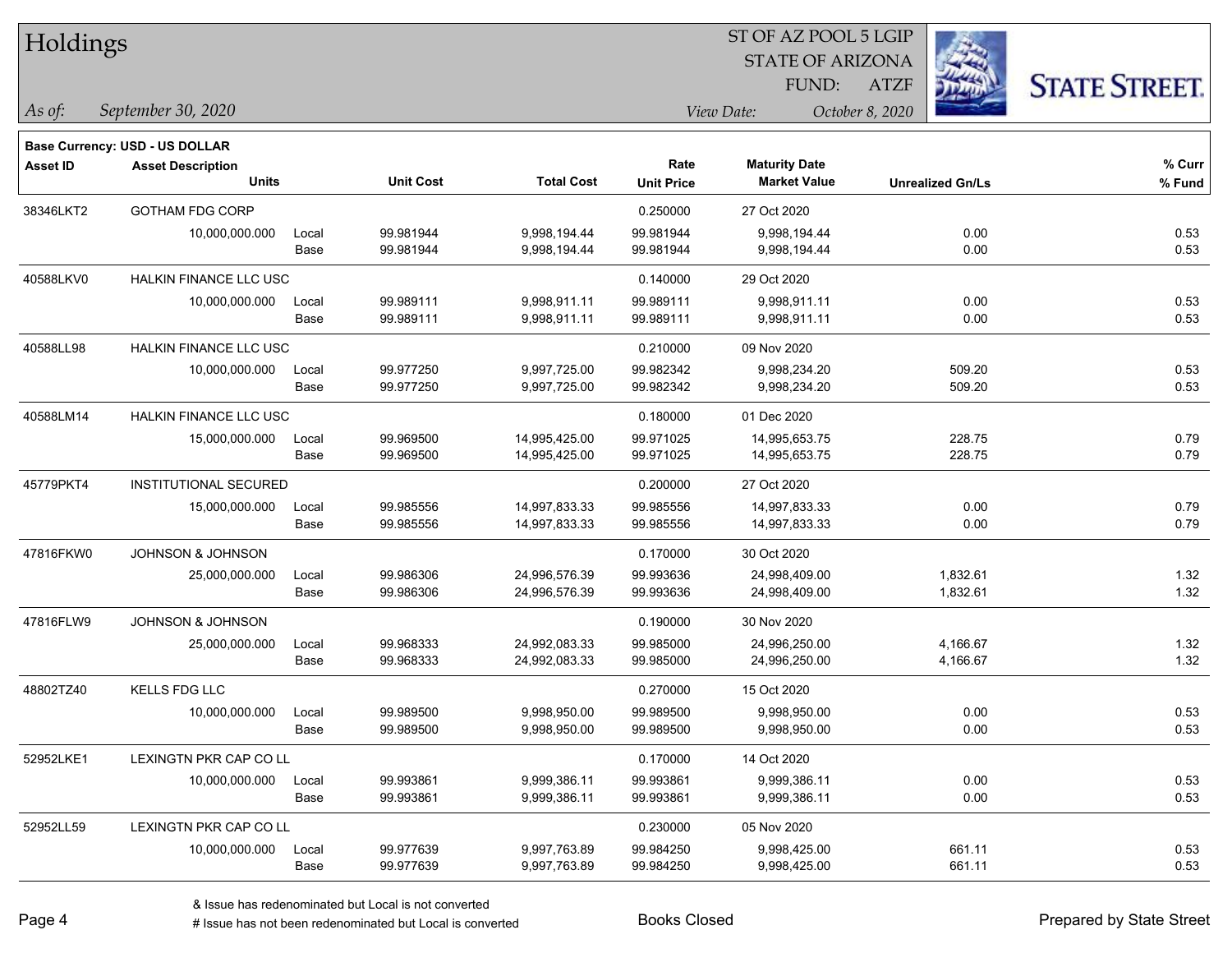# Holdings

ST OF AZ POOL 5 LGIP
STATE OF ARIZONA
FUND: ATZF

*As of:* *September 30, 2020*

*View Date:* *October 8, 2020*

**Base Currency: USD - US DOLLAR**

| Asset ID | Asset Description / Units | | Unit Cost | Total Cost | Rate / Unit Price | Maturity Date / Market Value | Unrealized Gn/Ls | % Curr / % Fund |
|---|---|---|---|---|---|---|---|---|
| 38346LKT2 | GOTHAM FDG CORP | | | | 0.250000 | 27 Oct 2020 | | |
| | 10,000,000.000 | Local | 99.981944 | 9,998,194.44 | 99.981944 | 9,998,194.44 | 0.00 | 0.53 |
| | | Base | 99.981944 | 9,998,194.44 | 99.981944 | 9,998,194.44 | 0.00 | 0.53 |
| 40588LKV0 | HALKIN FINANCE LLC USC | | | | 0.140000 | 29 Oct 2020 | | |
| | 10,000,000.000 | Local | 99.989111 | 9,998,911.11 | 99.989111 | 9,998,911.11 | 0.00 | 0.53 |
| | | Base | 99.989111 | 9,998,911.11 | 99.989111 | 9,998,911.11 | 0.00 | 0.53 |
| 40588LL98 | HALKIN FINANCE LLC USC | | | | 0.210000 | 09 Nov 2020 | | |
| | 10,000,000.000 | Local | 99.977250 | 9,997,725.00 | 99.982342 | 9,998,234.20 | 509.20 | 0.53 |
| | | Base | 99.977250 | 9,997,725.00 | 99.982342 | 9,998,234.20 | 509.20 | 0.53 |
| 40588LM14 | HALKIN FINANCE LLC USC | | | | 0.180000 | 01 Dec 2020 | | |
| | 15,000,000.000 | Local | 99.969500 | 14,995,425.00 | 99.971025 | 14,995,653.75 | 228.75 | 0.79 |
| | | Base | 99.969500 | 14,995,425.00 | 99.971025 | 14,995,653.75 | 228.75 | 0.79 |
| 45779PKT4 | INSTITUTIONAL SECURED | | | | 0.200000 | 27 Oct 2020 | | |
| | 15,000,000.000 | Local | 99.985556 | 14,997,833.33 | 99.985556 | 14,997,833.33 | 0.00 | 0.79 |
| | | Base | 99.985556 | 14,997,833.33 | 99.985556 | 14,997,833.33 | 0.00 | 0.79 |
| 47816FKW0 | JOHNSON & JOHNSON | | | | 0.170000 | 30 Oct 2020 | | |
| | 25,000,000.000 | Local | 99.986306 | 24,996,576.39 | 99.993636 | 24,998,409.00 | 1,832.61 | 1.32 |
| | | Base | 99.986306 | 24,996,576.39 | 99.993636 | 24,998,409.00 | 1,832.61 | 1.32 |
| 47816FLW9 | JOHNSON & JOHNSON | | | | 0.190000 | 30 Nov 2020 | | |
| | 25,000,000.000 | Local | 99.968333 | 24,992,083.33 | 99.985000 | 24,996,250.00 | 4,166.67 | 1.32 |
| | | Base | 99.968333 | 24,992,083.33 | 99.985000 | 24,996,250.00 | 4,166.67 | 1.32 |
| 48802TZ40 | KELLS FDG LLC | | | | 0.270000 | 15 Oct 2020 | | |
| | 10,000,000.000 | Local | 99.989500 | 9,998,950.00 | 99.989500 | 9,998,950.00 | 0.00 | 0.53 |
| | | Base | 99.989500 | 9,998,950.00 | 99.989500 | 9,998,950.00 | 0.00 | 0.53 |
| 52952LKE1 | LEXINGTN PKR CAP CO LL | | | | 0.170000 | 14 Oct 2020 | | |
| | 10,000,000.000 | Local | 99.993861 | 9,999,386.11 | 99.993861 | 9,999,386.11 | 0.00 | 0.53 |
| | | Base | 99.993861 | 9,999,386.11 | 99.993861 | 9,999,386.11 | 0.00 | 0.53 |
| 52952LL59 | LEXINGTN PKR CAP CO LL | | | | 0.230000 | 05 Nov 2020 | | |
| | 10,000,000.000 | Local | 99.977639 | 9,997,763.89 | 99.984250 | 9,998,425.00 | 661.11 | 0.53 |
| | | Base | 99.977639 | 9,997,763.89 | 99.984250 | 9,998,425.00 | 661.11 | 0.53 |

& Issue has redenominated but Local is not converted
# Issue has not been redenominated but Local is converted

Books Closed

Prepared by State Street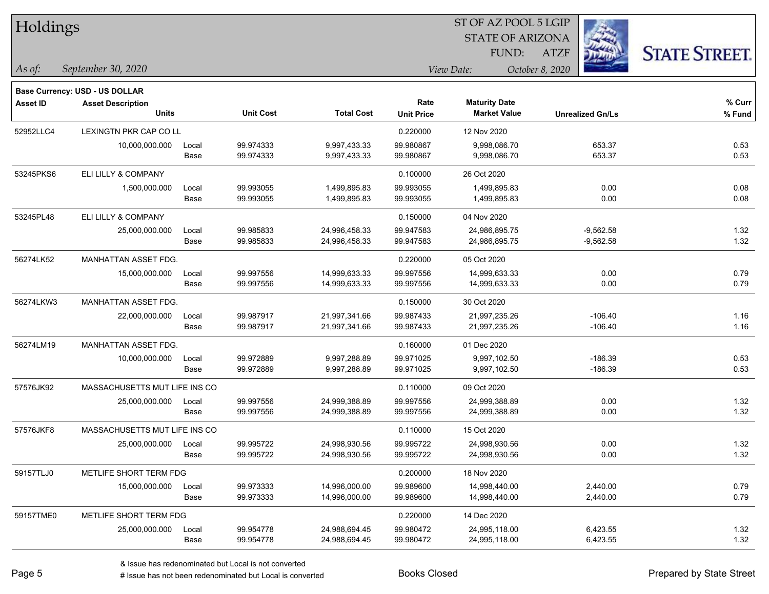# Holdings

ST OF AZ POOL 5 LGIP
STATE OF ARIZONA
FUND: ATZF

*As of:* *September 30, 2020*

*View Date:* *October 8, 2020*

**Base Currency: USD - US DOLLAR**

| Asset ID | Asset Description / Units | | Unit Cost | Total Cost | Rate / Unit Price | Maturity Date / Market Value | Unrealized Gn/Ls | % Curr / % Fund |
|---|---|---|---|---|---|---|---|---|
| 52952LLC4 | LEXINGTN PKR CAP CO LL | | | | 0.220000 | 12 Nov 2020 | | |
| | 10,000,000.000 | Local | 99.974333 | 9,997,433.33 | 99.980867 | 9,998,086.70 | 653.37 | 0.53 |
| | | Base | 99.974333 | 9,997,433.33 | 99.980867 | 9,998,086.70 | 653.37 | 0.53 |
| 53245PKS6 | ELI LILLY & COMPANY | | | | 0.100000 | 26 Oct 2020 | | |
| | 1,500,000.000 | Local | 99.993055 | 1,499,895.83 | 99.993055 | 1,499,895.83 | 0.00 | 0.08 |
| | | Base | 99.993055 | 1,499,895.83 | 99.993055 | 1,499,895.83 | 0.00 | 0.08 |
| 53245PL48 | ELI LILLY & COMPANY | | | | 0.150000 | 04 Nov 2020 | | |
| | 25,000,000.000 | Local | 99.985833 | 24,996,458.33 | 99.947583 | 24,986,895.75 | -9,562.58 | 1.32 |
| | | Base | 99.985833 | 24,996,458.33 | 99.947583 | 24,986,895.75 | -9,562.58 | 1.32 |
| 56274LK52 | MANHATTAN ASSET FDG. | | | | 0.220000 | 05 Oct 2020 | | |
| | 15,000,000.000 | Local | 99.997556 | 14,999,633.33 | 99.997556 | 14,999,633.33 | 0.00 | 0.79 |
| | | Base | 99.997556 | 14,999,633.33 | 99.997556 | 14,999,633.33 | 0.00 | 0.79 |
| 56274LKW3 | MANHATTAN ASSET FDG. | | | | 0.150000 | 30 Oct 2020 | | |
| | 22,000,000.000 | Local | 99.987917 | 21,997,341.66 | 99.987433 | 21,997,235.26 | -106.40 | 1.16 |
| | | Base | 99.987917 | 21,997,341.66 | 99.987433 | 21,997,235.26 | -106.40 | 1.16 |
| 56274LM19 | MANHATTAN ASSET FDG. | | | | 0.160000 | 01 Dec 2020 | | |
| | 10,000,000.000 | Local | 99.972889 | 9,997,288.89 | 99.971025 | 9,997,102.50 | -186.39 | 0.53 |
| | | Base | 99.972889 | 9,997,288.89 | 99.971025 | 9,997,102.50 | -186.39 | 0.53 |
| 57576JK92 | MASSACHUSETTS MUT LIFE INS CO | | | | 0.110000 | 09 Oct 2020 | | |
| | 25,000,000.000 | Local | 99.997556 | 24,999,388.89 | 99.997556 | 24,999,388.89 | 0.00 | 1.32 |
| | | Base | 99.997556 | 24,999,388.89 | 99.997556 | 24,999,388.89 | 0.00 | 1.32 |
| 57576JKF8 | MASSACHUSETTS MUT LIFE INS CO | | | | 0.110000 | 15 Oct 2020 | | |
| | 25,000,000.000 | Local | 99.995722 | 24,998,930.56 | 99.995722 | 24,998,930.56 | 0.00 | 1.32 |
| | | Base | 99.995722 | 24,998,930.56 | 99.995722 | 24,998,930.56 | 0.00 | 1.32 |
| 59157TLJ0 | METLIFE SHORT TERM FDG | | | | 0.200000 | 18 Nov 2020 | | |
| | 15,000,000.000 | Local | 99.973333 | 14,996,000.00 | 99.989600 | 14,998,440.00 | 2,440.00 | 0.79 |
| | | Base | 99.973333 | 14,996,000.00 | 99.989600 | 14,998,440.00 | 2,440.00 | 0.79 |
| 59157TME0 | METLIFE SHORT TERM FDG | | | | 0.220000 | 14 Dec 2020 | | |
| | 25,000,000.000 | Local | 99.954778 | 24,988,694.45 | 99.980472 | 24,995,118.00 | 6,423.55 | 1.32 |
| | | Base | 99.954778 | 24,988,694.45 | 99.980472 | 24,995,118.00 | 6,423.55 | 1.32 |

& Issue has redenominated but Local is not converted
# Issue has not been redenominated but Local is converted

Books Closed

Prepared by State Street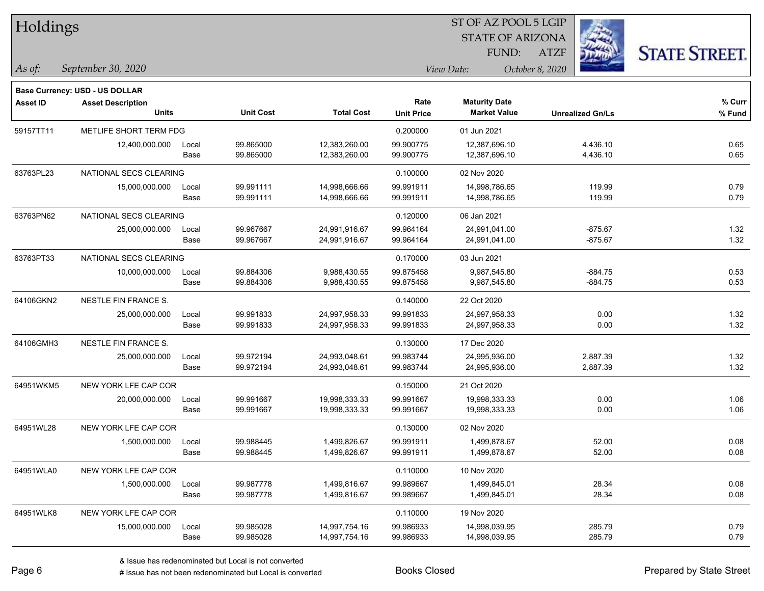# Holdings

ST OF AZ POOL 5 LGIP
STATE OF ARIZONA
FUND: ATZF

*As of:* *September 30, 2020*

*View Date:* *October 8, 2020*

**Base Currency: USD - US DOLLAR**

| Asset ID | Asset Description / Units | | Unit Cost | Total Cost | Rate / Unit Price | Maturity Date / Market Value | Unrealized Gn/Ls | % Curr / % Fund |
|---|---|---|---|---|---|---|---|---|
| 59157TT11 | METLIFE SHORT TERM FDG | | | | 0.200000 | 01 Jun 2021 | | |
| | 12,400,000.000 | Local | 99.865000 | 12,383,260.00 | 99.900775 | 12,387,696.10 | 4,436.10 | 0.65 |
| | | Base | 99.865000 | 12,383,260.00 | 99.900775 | 12,387,696.10 | 4,436.10 | 0.65 |
| 63763PL23 | NATIONAL SECS CLEARING | | | | 0.100000 | 02 Nov 2020 | | |
| | 15,000,000.000 | Local | 99.991111 | 14,998,666.66 | 99.991911 | 14,998,786.65 | 119.99 | 0.79 |
| | | Base | 99.991111 | 14,998,666.66 | 99.991911 | 14,998,786.65 | 119.99 | 0.79 |
| 63763PN62 | NATIONAL SECS CLEARING | | | | 0.120000 | 06 Jan 2021 | | |
| | 25,000,000.000 | Local | 99.967667 | 24,991,916.67 | 99.964164 | 24,991,041.00 | -875.67 | 1.32 |
| | | Base | 99.967667 | 24,991,916.67 | 99.964164 | 24,991,041.00 | -875.67 | 1.32 |
| 63763PT33 | NATIONAL SECS CLEARING | | | | 0.170000 | 03 Jun 2021 | | |
| | 10,000,000.000 | Local | 99.884306 | 9,988,430.55 | 99.875458 | 9,987,545.80 | -884.75 | 0.53 |
| | | Base | 99.884306 | 9,988,430.55 | 99.875458 | 9,987,545.80 | -884.75 | 0.53 |
| 64106GKN2 | NESTLE FIN FRANCE S. | | | | 0.140000 | 22 Oct 2020 | | |
| | 25,000,000.000 | Local | 99.991833 | 24,997,958.33 | 99.991833 | 24,997,958.33 | 0.00 | 1.32 |
| | | Base | 99.991833 | 24,997,958.33 | 99.991833 | 24,997,958.33 | 0.00 | 1.32 |
| 64106GMH3 | NESTLE FIN FRANCE S. | | | | 0.130000 | 17 Dec 2020 | | |
| | 25,000,000.000 | Local | 99.972194 | 24,993,048.61 | 99.983744 | 24,995,936.00 | 2,887.39 | 1.32 |
| | | Base | 99.972194 | 24,993,048.61 | 99.983744 | 24,995,936.00 | 2,887.39 | 1.32 |
| 64951WKM5 | NEW YORK LFE CAP COR | | | | 0.150000 | 21 Oct 2020 | | |
| | 20,000,000.000 | Local | 99.991667 | 19,998,333.33 | 99.991667 | 19,998,333.33 | 0.00 | 1.06 |
| | | Base | 99.991667 | 19,998,333.33 | 99.991667 | 19,998,333.33 | 0.00 | 1.06 |
| 64951WL28 | NEW YORK LFE CAP COR | | | | 0.130000 | 02 Nov 2020 | | |
| | 1,500,000.000 | Local | 99.988445 | 1,499,826.67 | 99.991911 | 1,499,878.67 | 52.00 | 0.08 |
| | | Base | 99.988445 | 1,499,826.67 | 99.991911 | 1,499,878.67 | 52.00 | 0.08 |
| 64951WLA0 | NEW YORK LFE CAP COR | | | | 0.110000 | 10 Nov 2020 | | |
| | 1,500,000.000 | Local | 99.987778 | 1,499,816.67 | 99.989667 | 1,499,845.01 | 28.34 | 0.08 |
| | | Base | 99.987778 | 1,499,816.67 | 99.989667 | 1,499,845.01 | 28.34 | 0.08 |
| 64951WLK8 | NEW YORK LFE CAP COR | | | | 0.110000 | 19 Nov 2020 | | |
| | 15,000,000.000 | Local | 99.985028 | 14,997,754.16 | 99.986933 | 14,998,039.95 | 285.79 | 0.79 |
| | | Base | 99.985028 | 14,997,754.16 | 99.986933 | 14,998,039.95 | 285.79 | 0.79 |

& Issue has redenominated but Local is not converted

# Issue has not been redenominated but Local is converted

Books Closed

Prepared by State Street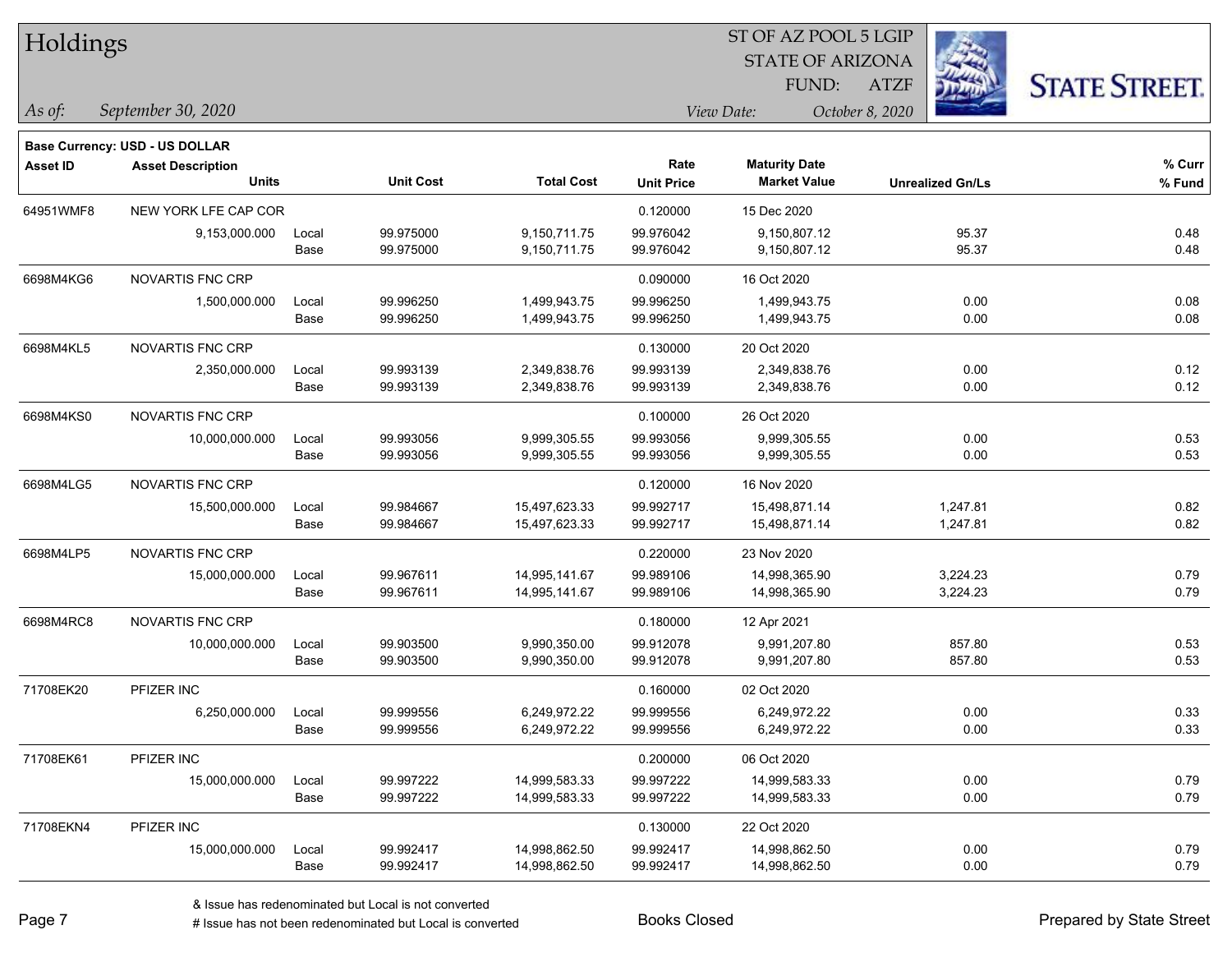# Holdings

ST OF AZ POOL 5 LGIP
STATE OF ARIZONA
FUND: ATZF

*As of:* *September 30, 2020*

*View Date:* *October 8, 2020*

**Base Currency: USD - US DOLLAR**

| Asset ID | Asset Description / Units | | Unit Cost | Total Cost | Rate / Unit Price | Maturity Date / Market Value | Unrealized Gn/Ls | % Curr / % Fund |
|---|---|---|---|---|---|---|---|---|
| 64951WMF8 | NEW YORK LFE CAP COR | | | | 0.120000 | 15 Dec 2020 | | |
| | 9,153,000.000 | Local | 99.975000 | 9,150,711.75 | 99.976042 | 9,150,807.12 | 95.37 | 0.48 |
| | | Base | 99.975000 | 9,150,711.75 | 99.976042 | 9,150,807.12 | 95.37 | 0.48 |
| 6698M4KG6 | NOVARTIS FNC CRP | | | | 0.090000 | 16 Oct 2020 | | |
| | 1,500,000.000 | Local | 99.996250 | 1,499,943.75 | 99.996250 | 1,499,943.75 | 0.00 | 0.08 |
| | | Base | 99.996250 | 1,499,943.75 | 99.996250 | 1,499,943.75 | 0.00 | 0.08 |
| 6698M4KL5 | NOVARTIS FNC CRP | | | | 0.130000 | 20 Oct 2020 | | |
| | 2,350,000.000 | Local | 99.993139 | 2,349,838.76 | 99.993139 | 2,349,838.76 | 0.00 | 0.12 |
| | | Base | 99.993139 | 2,349,838.76 | 99.993139 | 2,349,838.76 | 0.00 | 0.12 |
| 6698M4KS0 | NOVARTIS FNC CRP | | | | 0.100000 | 26 Oct 2020 | | |
| | 10,000,000.000 | Local | 99.993056 | 9,999,305.55 | 99.993056 | 9,999,305.55 | 0.00 | 0.53 |
| | | Base | 99.993056 | 9,999,305.55 | 99.993056 | 9,999,305.55 | 0.00 | 0.53 |
| 6698M4LG5 | NOVARTIS FNC CRP | | | | 0.120000 | 16 Nov 2020 | | |
| | 15,500,000.000 | Local | 99.984667 | 15,497,623.33 | 99.992717 | 15,498,871.14 | 1,247.81 | 0.82 |
| | | Base | 99.984667 | 15,497,623.33 | 99.992717 | 15,498,871.14 | 1,247.81 | 0.82 |
| 6698M4LP5 | NOVARTIS FNC CRP | | | | 0.220000 | 23 Nov 2020 | | |
| | 15,000,000.000 | Local | 99.967611 | 14,995,141.67 | 99.989106 | 14,998,365.90 | 3,224.23 | 0.79 |
| | | Base | 99.967611 | 14,995,141.67 | 99.989106 | 14,998,365.90 | 3,224.23 | 0.79 |
| 6698M4RC8 | NOVARTIS FNC CRP | | | | 0.180000 | 12 Apr 2021 | | |
| | 10,000,000.000 | Local | 99.903500 | 9,990,350.00 | 99.912078 | 9,991,207.80 | 857.80 | 0.53 |
| | | Base | 99.903500 | 9,990,350.00 | 99.912078 | 9,991,207.80 | 857.80 | 0.53 |
| 71708EK20 | PFIZER INC | | | | 0.160000 | 02 Oct 2020 | | |
| | 6,250,000.000 | Local | 99.999556 | 6,249,972.22 | 99.999556 | 6,249,972.22 | 0.00 | 0.33 |
| | | Base | 99.999556 | 6,249,972.22 | 99.999556 | 6,249,972.22 | 0.00 | 0.33 |
| 71708EK61 | PFIZER INC | | | | 0.200000 | 06 Oct 2020 | | |
| | 15,000,000.000 | Local | 99.997222 | 14,999,583.33 | 99.997222 | 14,999,583.33 | 0.00 | 0.79 |
| | | Base | 99.997222 | 14,999,583.33 | 99.997222 | 14,999,583.33 | 0.00 | 0.79 |
| 71708EKN4 | PFIZER INC | | | | 0.130000 | 22 Oct 2020 | | |
| | 15,000,000.000 | Local | 99.992417 | 14,998,862.50 | 99.992417 | 14,998,862.50 | 0.00 | 0.79 |
| | | Base | 99.992417 | 14,998,862.50 | 99.992417 | 14,998,862.50 | 0.00 | 0.79 |

& Issue has redenominated but Local is not converted
# Issue has not been redenominated but Local is converted

Books Closed

Prepared by State Street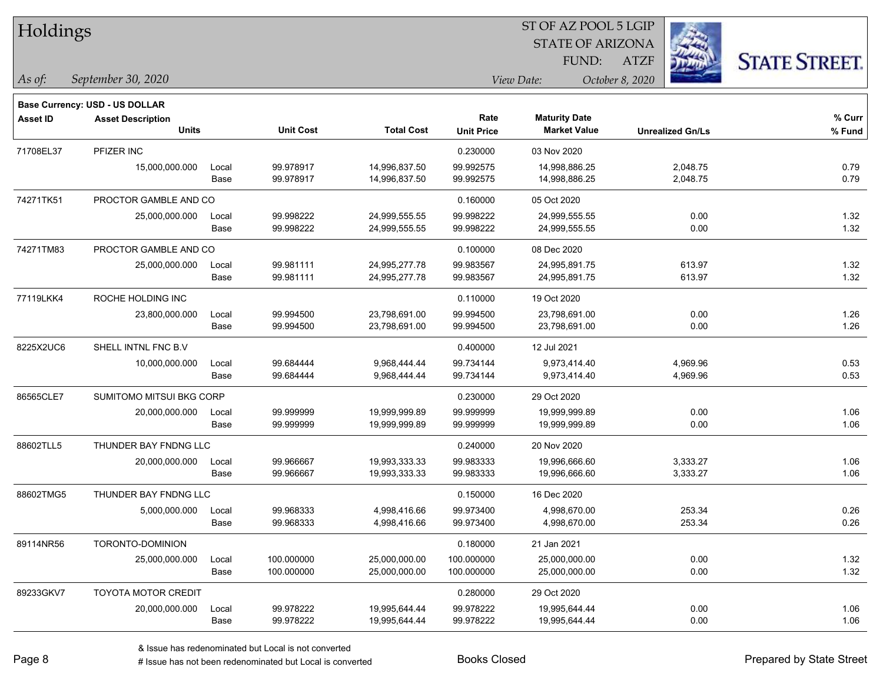# Holdings

ST OF AZ POOL 5 LGIP
STATE OF ARIZONA
FUND: ATZF

*As of:* *September 30, 2020*

*View Date:* *October 8, 2020*

**Base Currency: USD - US DOLLAR**

| Asset ID | Asset Description / Units | | Unit Cost | Total Cost | Rate / Unit Price | Maturity Date / Market Value | Unrealized Gn/Ls | % Curr / % Fund |
|---|---|---|---|---|---|---|---|---|
| 71708EL37 | PFIZER INC | | | | 0.230000 | 03 Nov 2020 | | |
| | 15,000,000.000 | Local | 99.978917 | 14,996,837.50 | 99.992575 | 14,998,886.25 | 2,048.75 | 0.79 |
| | | Base | 99.978917 | 14,996,837.50 | 99.992575 | 14,998,886.25 | 2,048.75 | 0.79 |
| 74271TK51 | PROCTOR GAMBLE AND CO | | | | 0.160000 | 05 Oct 2020 | | |
| | 25,000,000.000 | Local | 99.998222 | 24,999,555.55 | 99.998222 | 24,999,555.55 | 0.00 | 1.32 |
| | | Base | 99.998222 | 24,999,555.55 | 99.998222 | 24,999,555.55 | 0.00 | 1.32 |
| 74271TM83 | PROCTOR GAMBLE AND CO | | | | 0.100000 | 08 Dec 2020 | | |
| | 25,000,000.000 | Local | 99.981111 | 24,995,277.78 | 99.983567 | 24,995,891.75 | 613.97 | 1.32 |
| | | Base | 99.981111 | 24,995,277.78 | 99.983567 | 24,995,891.75 | 613.97 | 1.32 |
| 77119LKK4 | ROCHE HOLDING INC | | | | 0.110000 | 19 Oct 2020 | | |
| | 23,800,000.000 | Local | 99.994500 | 23,798,691.00 | 99.994500 | 23,798,691.00 | 0.00 | 1.26 |
| | | Base | 99.994500 | 23,798,691.00 | 99.994500 | 23,798,691.00 | 0.00 | 1.26 |
| 8225X2UC6 | SHELL INTNL FNC B.V | | | | 0.400000 | 12 Jul 2021 | | |
| | 10,000,000.000 | Local | 99.684444 | 9,968,444.44 | 99.734144 | 9,973,414.40 | 4,969.96 | 0.53 |
| | | Base | 99.684444 | 9,968,444.44 | 99.734144 | 9,973,414.40 | 4,969.96 | 0.53 |
| 86565CLE7 | SUMITOMO MITSUI BKG CORP | | | | 0.230000 | 29 Oct 2020 | | |
| | 20,000,000.000 | Local | 99.999999 | 19,999,999.89 | 99.999999 | 19,999,999.89 | 0.00 | 1.06 |
| | | Base | 99.999999 | 19,999,999.89 | 99.999999 | 19,999,999.89 | 0.00 | 1.06 |
| 88602TLL5 | THUNDER BAY FNDNG LLC | | | | 0.240000 | 20 Nov 2020 | | |
| | 20,000,000.000 | Local | 99.966667 | 19,993,333.33 | 99.983333 | 19,996,666.60 | 3,333.27 | 1.06 |
| | | Base | 99.966667 | 19,993,333.33 | 99.983333 | 19,996,666.60 | 3,333.27 | 1.06 |
| 88602TMG5 | THUNDER BAY FNDNG LLC | | | | 0.150000 | 16 Dec 2020 | | |
| | 5,000,000.000 | Local | 99.968333 | 4,998,416.66 | 99.973400 | 4,998,670.00 | 253.34 | 0.26 |
| | | Base | 99.968333 | 4,998,416.66 | 99.973400 | 4,998,670.00 | 253.34 | 0.26 |
| 89114NR56 | TORONTO-DOMINION | | | | 0.180000 | 21 Jan 2021 | | |
| | 25,000,000.000 | Local | 100.000000 | 25,000,000.00 | 100.000000 | 25,000,000.00 | 0.00 | 1.32 |
| | | Base | 100.000000 | 25,000,000.00 | 100.000000 | 25,000,000.00 | 0.00 | 1.32 |
| 89233GKV7 | TOYOTA MOTOR CREDIT | | | | 0.280000 | 29 Oct 2020 | | |
| | 20,000,000.000 | Local | 99.978222 | 19,995,644.44 | 99.978222 | 19,995,644.44 | 0.00 | 1.06 |
| | | Base | 99.978222 | 19,995,644.44 | 99.978222 | 19,995,644.44 | 0.00 | 1.06 |

& Issue has redenominated but Local is not converted
# Issue has not been redenominated but Local is converted

Books Closed

Prepared by State Street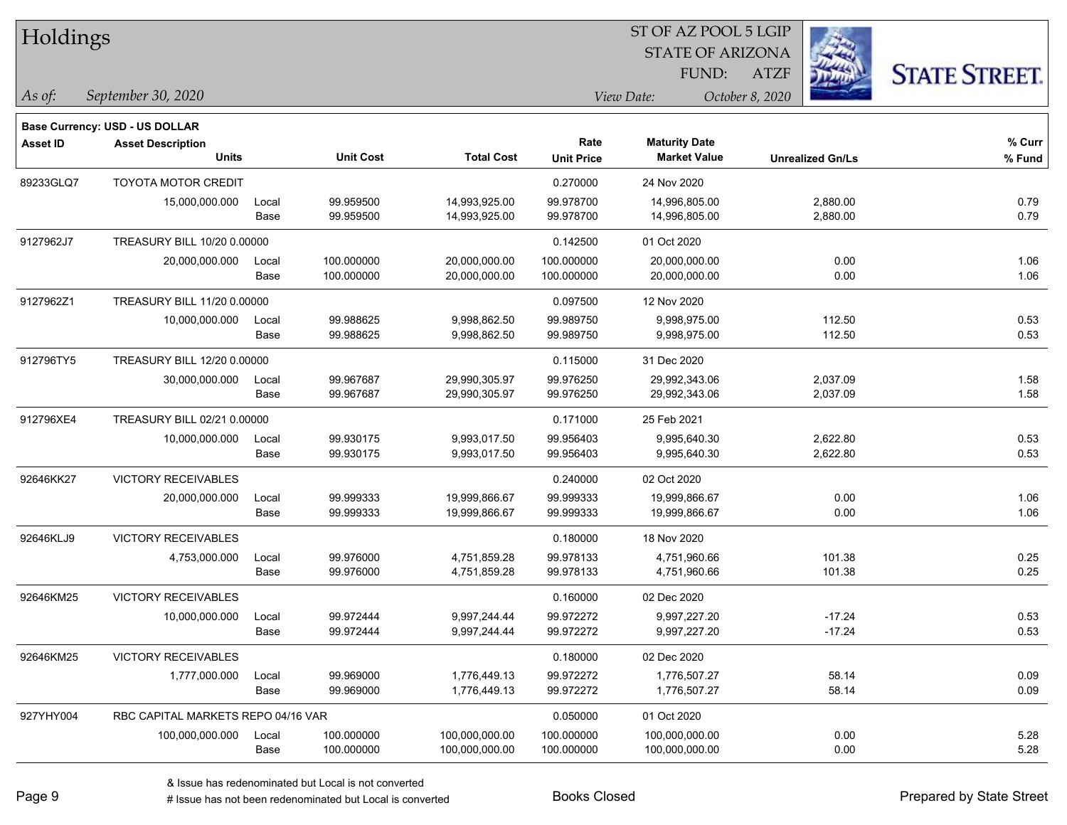# Holdings

ST OF AZ POOL 5 LGIP
STATE OF ARIZONA
FUND: ATZF

*As of:* *September 30, 2020*

*View Date:* *October 8, 2020*

**Base Currency: USD - US DOLLAR**

| Asset ID | Asset Description / Units | | Unit Cost | Total Cost | Rate / Unit Price | Maturity Date / Market Value | Unrealized Gn/Ls | % Curr / % Fund |
|---|---|---|---|---|---|---|---|---|
| 89233GLQ7 | TOYOTA MOTOR CREDIT | | | | 0.270000 | 24 Nov 2020 | | |
| | 15,000,000.000 | Local | 99.959500 | 14,993,925.00 | 99.978700 | 14,996,805.00 | 2,880.00 | 0.79 |
| | | Base | 99.959500 | 14,993,925.00 | 99.978700 | 14,996,805.00 | 2,880.00 | 0.79 |
| 9127962J7 | TREASURY BILL 10/20 0.00000 | | | | 0.142500 | 01 Oct 2020 | | |
| | 20,000,000.000 | Local | 100.000000 | 20,000,000.00 | 100.000000 | 20,000,000.00 | 0.00 | 1.06 |
| | | Base | 100.000000 | 20,000,000.00 | 100.000000 | 20,000,000.00 | 0.00 | 1.06 |
| 9127962Z1 | TREASURY BILL 11/20 0.00000 | | | | 0.097500 | 12 Nov 2020 | | |
| | 10,000,000.000 | Local | 99.988625 | 9,998,862.50 | 99.989750 | 9,998,975.00 | 112.50 | 0.53 |
| | | Base | 99.988625 | 9,998,862.50 | 99.989750 | 9,998,975.00 | 112.50 | 0.53 |
| 912796TY5 | TREASURY BILL 12/20 0.00000 | | | | 0.115000 | 31 Dec 2020 | | |
| | 30,000,000.000 | Local | 99.967687 | 29,990,305.97 | 99.976250 | 29,992,343.06 | 2,037.09 | 1.58 |
| | | Base | 99.967687 | 29,990,305.97 | 99.976250 | 29,992,343.06 | 2,037.09 | 1.58 |
| 912796XE4 | TREASURY BILL 02/21 0.00000 | | | | 0.171000 | 25 Feb 2021 | | |
| | 10,000,000.000 | Local | 99.930175 | 9,993,017.50 | 99.956403 | 9,995,640.30 | 2,622.80 | 0.53 |
| | | Base | 99.930175 | 9,993,017.50 | 99.956403 | 9,995,640.30 | 2,622.80 | 0.53 |
| 92646KK27 | VICTORY RECEIVABLES | | | | 0.240000 | 02 Oct 2020 | | |
| | 20,000,000.000 | Local | 99.999333 | 19,999,866.67 | 99.999333 | 19,999,866.67 | 0.00 | 1.06 |
| | | Base | 99.999333 | 19,999,866.67 | 99.999333 | 19,999,866.67 | 0.00 | 1.06 |
| 92646KLJ9 | VICTORY RECEIVABLES | | | | 0.180000 | 18 Nov 2020 | | |
| | 4,753,000.000 | Local | 99.976000 | 4,751,859.28 | 99.978133 | 4,751,960.66 | 101.38 | 0.25 |
| | | Base | 99.976000 | 4,751,859.28 | 99.978133 | 4,751,960.66 | 101.38 | 0.25 |
| 92646KM25 | VICTORY RECEIVABLES | | | | 0.160000 | 02 Dec 2020 | | |
| | 10,000,000.000 | Local | 99.972444 | 9,997,244.44 | 99.972272 | 9,997,227.20 | -17.24 | 0.53 |
| | | Base | 99.972444 | 9,997,244.44 | 99.972272 | 9,997,227.20 | -17.24 | 0.53 |
| 92646KM25 | VICTORY RECEIVABLES | | | | 0.180000 | 02 Dec 2020 | | |
| | 1,777,000.000 | Local | 99.969000 | 1,776,449.13 | 99.972272 | 1,776,507.27 | 58.14 | 0.09 |
| | | Base | 99.969000 | 1,776,449.13 | 99.972272 | 1,776,507.27 | 58.14 | 0.09 |
| 927YHY004 | RBC CAPITAL MARKETS REPO 04/16 VAR | | | | 0.050000 | 01 Oct 2020 | | |
| | 100,000,000.000 | Local | 100.000000 | 100,000,000.00 | 100.000000 | 100,000,000.00 | 0.00 | 5.28 |
| | | Base | 100.000000 | 100,000,000.00 | 100.000000 | 100,000,000.00 | 0.00 | 5.28 |

& Issue has redenominated but Local is not converted
# Issue has not been redenominated but Local is converted

Books Closed

Prepared by State Street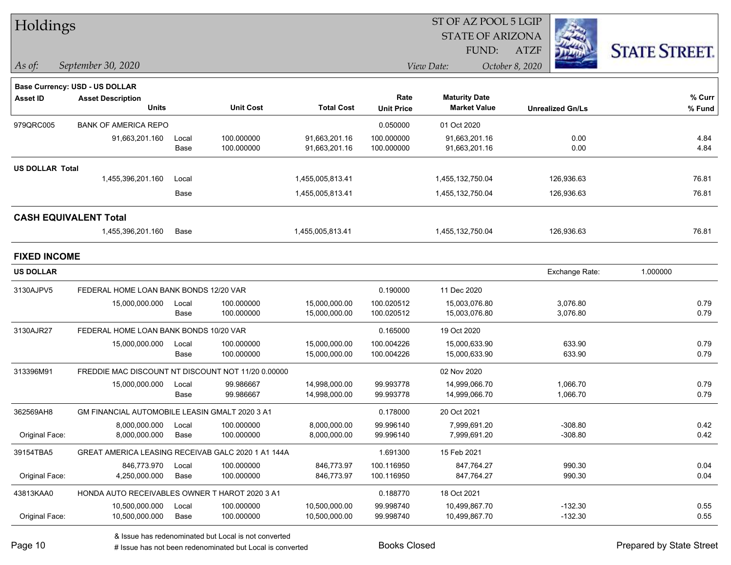# Holdings

ST OF AZ POOL 5 LGIP
STATE OF ARIZONA
FUND: ATZF

*As of:* *September 30, 2020*
*View Date:* *October 8, 2020*

**Base Currency: USD - US DOLLAR**

| Asset ID | Asset Description / Units | | Unit Cost | Total Cost | Rate / Unit Price | Maturity Date / Market Value | Unrealized Gn/Ls | % Curr / % Fund |
|---|---|---|---|---|---|---|---|---|
| 979QRC005 | BANK OF AMERICA REPO | | | | 0.050000 | 01 Oct 2020 | | |
| | 91,663,201.160 | Local | 100.000000 | 91,663,201.16 | 100.000000 | 91,663,201.16 | 0.00 | 4.84 |
| | | Base | 100.000000 | 91,663,201.16 | 100.000000 | 91,663,201.16 | 0.00 | 4.84 |
| **US DOLLAR Total** | | | | | | | | |
| | 1,455,396,201.160 | Local | | 1,455,005,813.41 | | 1,455,132,750.04 | 126,936.63 | 76.81 |
| | | Base | | 1,455,005,813.41 | | 1,455,132,750.04 | 126,936.63 | 76.81 |
| **CASH EQUIVALENT Total** | | | | | | | | |
| | 1,455,396,201.160 | Base | | 1,455,005,813.41 | | 1,455,132,750.04 | 126,936.63 | 76.81 |

## FIXED INCOME

**US DOLLAR** Exchange Rate: 1.000000

| Asset ID | Asset Description / Units | | Unit Cost | Total Cost | Rate / Unit Price | Maturity Date / Market Value | Unrealized Gn/Ls | % Curr / % Fund |
|---|---|---|---|---|---|---|---|---|
| 3130AJPV5 | FEDERAL HOME LOAN BANK BONDS 12/20 VAR | | | | 0.190000 | 11 Dec 2020 | | |
| | 15,000,000.000 | Local | 100.000000 | 15,000,000.00 | 100.020512 | 15,003,076.80 | 3,076.80 | 0.79 |
| | | Base | 100.000000 | 15,000,000.00 | 100.020512 | 15,003,076.80 | 3,076.80 | 0.79 |
| 3130AJR27 | FEDERAL HOME LOAN BANK BONDS 10/20 VAR | | | | 0.165000 | 19 Oct 2020 | | |
| | 15,000,000.000 | Local | 100.000000 | 15,000,000.00 | 100.004226 | 15,000,633.90 | 633.90 | 0.79 |
| | | Base | 100.000000 | 15,000,000.00 | 100.004226 | 15,000,633.90 | 633.90 | 0.79 |
| 313396M91 | FREDDIE MAC DISCOUNT NT DISCOUNT NOT 11/20 0.00000 | | | | | 02 Nov 2020 | | |
| | 15,000,000.000 | Local | 99.986667 | 14,998,000.00 | 99.993778 | 14,999,066.70 | 1,066.70 | 0.79 |
| | | Base | 99.986667 | 14,998,000.00 | 99.993778 | 14,999,066.70 | 1,066.70 | 0.79 |
| 362569AH8 | GM FINANCIAL AUTOMOBILE LEASIN GMALT 2020 3 A1 | | | | 0.178000 | 20 Oct 2021 | | |
| | 8,000,000.000 | Local | 100.000000 | 8,000,000.00 | 99.996140 | 7,999,691.20 | -308.80 | 0.42 |
| Original Face: | 8,000,000.000 | Base | 100.000000 | 8,000,000.00 | 99.996140 | 7,999,691.20 | -308.80 | 0.42 |
| 39154TBA5 | GREAT AMERICA LEASING RECEIVAB GALC 2020 1 A1 144A | | | | 1.691300 | 15 Feb 2021 | | |
| | 846,773.970 | Local | 100.000000 | 846,773.97 | 100.116950 | 847,764.27 | 990.30 | 0.04 |
| Original Face: | 4,250,000.000 | Base | 100.000000 | 846,773.97 | 100.116950 | 847,764.27 | 990.30 | 0.04 |
| 43813KAA0 | HONDA AUTO RECEIVABLES OWNER T HAROT 2020 3 A1 | | | | 0.188770 | 18 Oct 2021 | | |
| | 10,500,000.000 | Local | 100.000000 | 10,500,000.00 | 99.998740 | 10,499,867.70 | -132.30 | 0.55 |
| Original Face: | 10,500,000.000 | Base | 100.000000 | 10,500,000.00 | 99.998740 | 10,499,867.70 | -132.30 | 0.55 |

& Issue has redenominated but Local is not converted
# Issue has not been redenominated but Local is converted

Books Closed

Prepared by State Street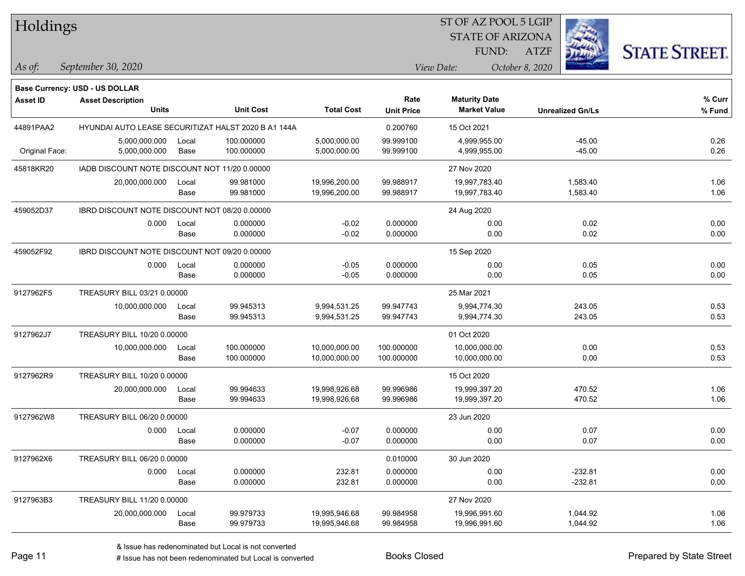# Holdings

ST OF AZ POOL 5 LGIP
STATE OF ARIZONA
FUND: ATZF

*As of:* *September 30, 2020*
*View Date:* *October 8, 2020*

**Base Currency: USD - US DOLLAR**

| Asset ID | Asset Description / Units | | Unit Cost | Total Cost | Rate / Unit Price | Maturity Date / Market Value | Unrealized Gn/Ls | % Curr / % Fund |
|---|---|---|---|---|---|---|---|---|
| 44891PAA2 | HYUNDAI AUTO LEASE SECURITIZAT HALST 2020 B A1 144A | | | | 0.200760 | 15 Oct 2021 | | |
| | 5,000,000.000 | Local | 100.000000 | 5,000,000.00 | 99.999100 | 4,999,955.00 | -45.00 | 0.26 |
| Original Face: | 5,000,000.000 | Base | 100.000000 | 5,000,000.00 | 99.999100 | 4,999,955.00 | -45.00 | 0.26 |
| 45818KR20 | IADB DISCOUNT NOTE DISCOUNT NOT 11/20 0.00000 | | | | | 27 Nov 2020 | | |
| | 20,000,000.000 | Local | 99.981000 | 19,996,200.00 | 99.988917 | 19,997,783.40 | 1,583.40 | 1.06 |
| | | Base | 99.981000 | 19,996,200.00 | 99.988917 | 19,997,783.40 | 1,583.40 | 1.06 |
| 459052D37 | IBRD DISCOUNT NOTE DISCOUNT NOT 08/20 0.00000 | | | | | 24 Aug 2020 | | |
| | 0.000 | Local | 0.000000 | -0.02 | 0.000000 | 0.00 | 0.02 | 0.00 |
| | | Base | 0.000000 | -0.02 | 0.000000 | 0.00 | 0.02 | 0.00 |
| 459052F92 | IBRD DISCOUNT NOTE DISCOUNT NOT 09/20 0.00000 | | | | | 15 Sep 2020 | | |
| | 0.000 | Local | 0.000000 | -0.05 | 0.000000 | 0.00 | 0.05 | 0.00 |
| | | Base | 0.000000 | -0.05 | 0.000000 | 0.00 | 0.05 | 0.00 |
| 9127962F5 | TREASURY BILL 03/21 0.00000 | | | | | 25 Mar 2021 | | |
| | 10,000,000.000 | Local | 99.945313 | 9,994,531.25 | 99.947743 | 9,994,774.30 | 243.05 | 0.53 |
| | | Base | 99.945313 | 9,994,531.25 | 99.947743 | 9,994,774.30 | 243.05 | 0.53 |
| 9127962J7 | TREASURY BILL 10/20 0.00000 | | | | | 01 Oct 2020 | | |
| | 10,000,000.000 | Local | 100.000000 | 10,000,000.00 | 100.000000 | 10,000,000.00 | 0.00 | 0.53 |
| | | Base | 100.000000 | 10,000,000.00 | 100.000000 | 10,000,000.00 | 0.00 | 0.53 |
| 9127962R9 | TREASURY BILL 10/20 0.00000 | | | | | 15 Oct 2020 | | |
| | 20,000,000.000 | Local | 99.994633 | 19,998,926.68 | 99.996986 | 19,999,397.20 | 470.52 | 1.06 |
| | | Base | 99.994633 | 19,998,926.68 | 99.996986 | 19,999,397.20 | 470.52 | 1.06 |
| 9127962W8 | TREASURY BILL 06/20 0.00000 | | | | | 23 Jun 2020 | | |
| | 0.000 | Local | 0.000000 | -0.07 | 0.000000 | 0.00 | 0.07 | 0.00 |
| | | Base | 0.000000 | -0.07 | 0.000000 | 0.00 | 0.07 | 0.00 |
| 9127962X6 | TREASURY BILL 06/20 0.00000 | | | | 0.010000 | 30 Jun 2020 | | |
| | 0.000 | Local | 0.000000 | 232.81 | 0.000000 | 0.00 | -232.81 | 0.00 |
| | | Base | 0.000000 | 232.81 | 0.000000 | 0.00 | -232.81 | 0.00 |
| 9127963B3 | TREASURY BILL 11/20 0.00000 | | | | | 27 Nov 2020 | | |
| | 20,000,000.000 | Local | 99.979733 | 19,995,946.68 | 99.984958 | 19,996,991.60 | 1,044.92 | 1.06 |
| | | Base | 99.979733 | 19,995,946.68 | 99.984958 | 19,996,991.60 | 1,044.92 | 1.06 |

& Issue has redenominated but Local is not converted
# Issue has not been redenominated but Local is converted

Books Closed

Prepared by State Street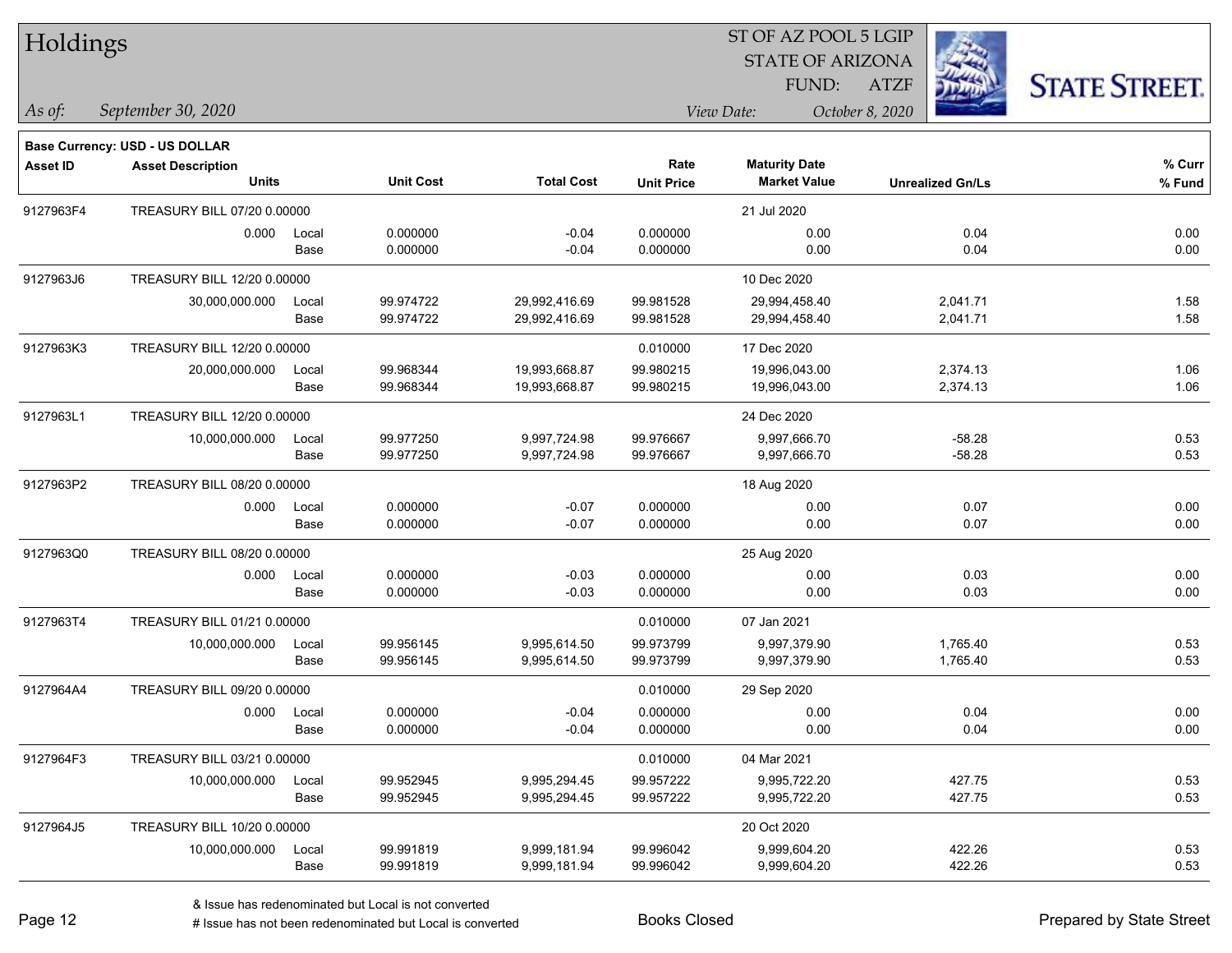# Holdings

ST OF AZ POOL 5 LGIP
STATE OF ARIZONA
FUND: ATZF

*As of:* *September 30, 2020*

*View Date:* *October 8, 2020*

**Base Currency: USD - US DOLLAR**

| Asset ID | Asset Description / Units | | Unit Cost | Total Cost | Rate / Unit Price | Maturity Date / Market Value | Unrealized Gn/Ls | % Curr / % Fund |
|---|---|---|---|---|---|---|---|---|
| 9127963F4 | TREASURY BILL 07/20 0.00000 | | | | | 21 Jul 2020 | | |
| | 0.000 | Local | 0.000000 | -0.04 | 0.000000 | 0.00 | 0.04 | 0.00 |
| | | Base | 0.000000 | -0.04 | 0.000000 | 0.00 | 0.04 | 0.00 |
| 9127963J6 | TREASURY BILL 12/20 0.00000 | | | | | 10 Dec 2020 | | |
| | 30,000,000.000 | Local | 99.974722 | 29,992,416.69 | 99.981528 | 29,994,458.40 | 2,041.71 | 1.58 |
| | | Base | 99.974722 | 29,992,416.69 | 99.981528 | 29,994,458.40 | 2,041.71 | 1.58 |
| 9127963K3 | TREASURY BILL 12/20 0.00000 | | | | 0.010000 | 17 Dec 2020 | | |
| | 20,000,000.000 | Local | 99.968344 | 19,993,668.87 | 99.980215 | 19,996,043.00 | 2,374.13 | 1.06 |
| | | Base | 99.968344 | 19,993,668.87 | 99.980215 | 19,996,043.00 | 2,374.13 | 1.06 |
| 9127963L1 | TREASURY BILL 12/20 0.00000 | | | | | 24 Dec 2020 | | |
| | 10,000,000.000 | Local | 99.977250 | 9,997,724.98 | 99.976667 | 9,997,666.70 | -58.28 | 0.53 |
| | | Base | 99.977250 | 9,997,724.98 | 99.976667 | 9,997,666.70 | -58.28 | 0.53 |
| 9127963P2 | TREASURY BILL 08/20 0.00000 | | | | | 18 Aug 2020 | | |
| | 0.000 | Local | 0.000000 | -0.07 | 0.000000 | 0.00 | 0.07 | 0.00 |
| | | Base | 0.000000 | -0.07 | 0.000000 | 0.00 | 0.07 | 0.00 |
| 9127963Q0 | TREASURY BILL 08/20 0.00000 | | | | | 25 Aug 2020 | | |
| | 0.000 | Local | 0.000000 | -0.03 | 0.000000 | 0.00 | 0.03 | 0.00 |
| | | Base | 0.000000 | -0.03 | 0.000000 | 0.00 | 0.03 | 0.00 |
| 9127963T4 | TREASURY BILL 01/21 0.00000 | | | | 0.010000 | 07 Jan 2021 | | |
| | 10,000,000.000 | Local | 99.956145 | 9,995,614.50 | 99.973799 | 9,997,379.90 | 1,765.40 | 0.53 |
| | | Base | 99.956145 | 9,995,614.50 | 99.973799 | 9,997,379.90 | 1,765.40 | 0.53 |
| 9127964A4 | TREASURY BILL 09/20 0.00000 | | | | 0.010000 | 29 Sep 2020 | | |
| | 0.000 | Local | 0.000000 | -0.04 | 0.000000 | 0.00 | 0.04 | 0.00 |
| | | Base | 0.000000 | -0.04 | 0.000000 | 0.00 | 0.04 | 0.00 |
| 9127964F3 | TREASURY BILL 03/21 0.00000 | | | | 0.010000 | 04 Mar 2021 | | |
| | 10,000,000.000 | Local | 99.952945 | 9,995,294.45 | 99.957222 | 9,995,722.20 | 427.75 | 0.53 |
| | | Base | 99.952945 | 9,995,294.45 | 99.957222 | 9,995,722.20 | 427.75 | 0.53 |
| 9127964J5 | TREASURY BILL 10/20 0.00000 | | | | | 20 Oct 2020 | | |
| | 10,000,000.000 | Local | 99.991819 | 9,999,181.94 | 99.996042 | 9,999,604.20 | 422.26 | 0.53 |
| | | Base | 99.991819 | 9,999,181.94 | 99.996042 | 9,999,604.20 | 422.26 | 0.53 |

& Issue has redenominated but Local is not converted
# Issue has not been redenominated but Local is converted

Books Closed

Prepared by State Street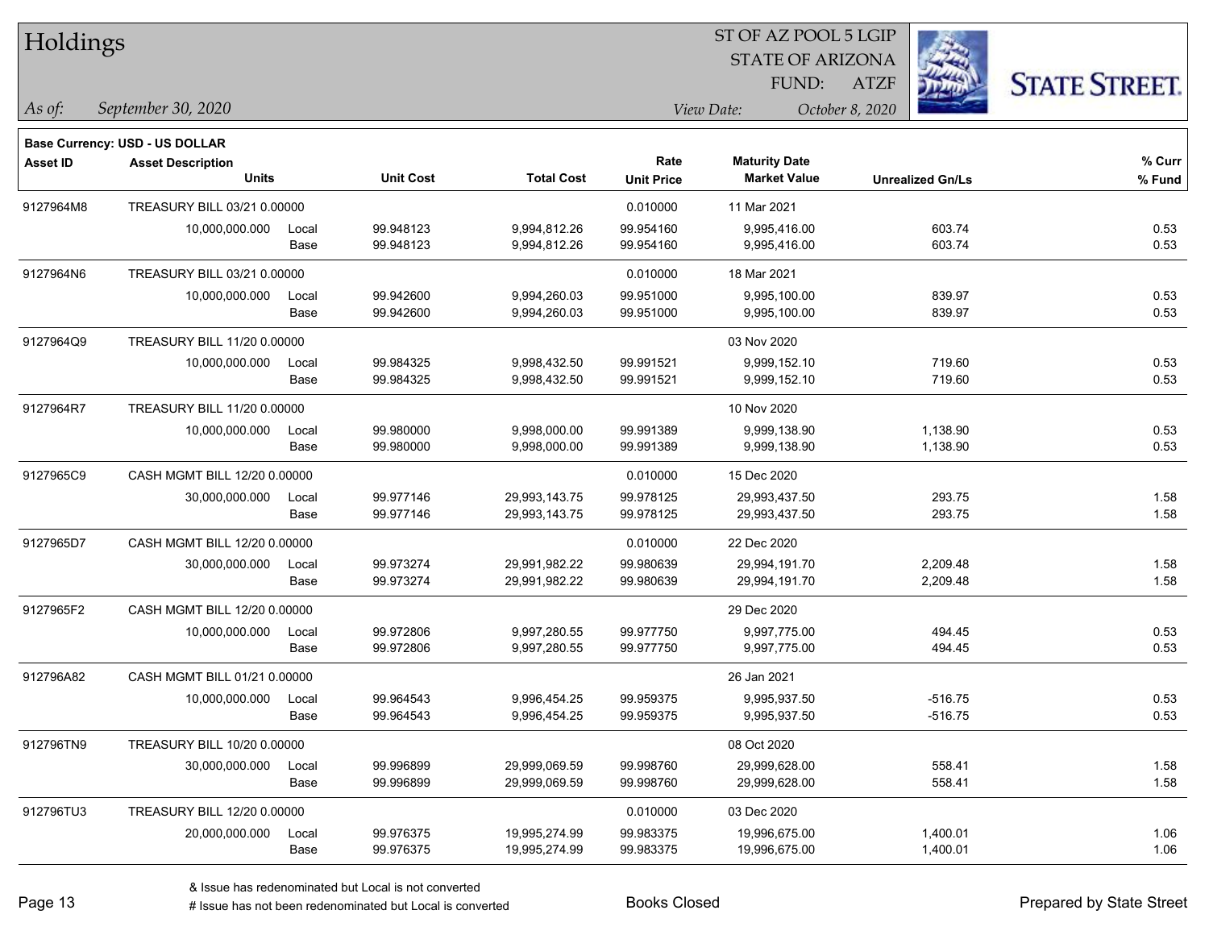# Holdings

ST OF AZ POOL 5 LGIP
STATE OF ARIZONA
FUND: ATZF

*As of:* *September 30, 2020*

*View Date:* *October 8, 2020*

**Base Currency: USD - US DOLLAR**

| Asset ID | Asset Description / Units | | Unit Cost | Total Cost | Rate / Unit Price | Maturity Date / Market Value | Unrealized Gn/Ls | % Curr / % Fund |
|---|---|---|---|---|---|---|---|---|
| 9127964M8 | TREASURY BILL 03/21 0.00000 | | | | 0.010000 | 11 Mar 2021 | | |
| | 10,000,000.000 | Local | 99.948123 | 9,994,812.26 | 99.954160 | 9,995,416.00 | 603.74 | 0.53 |
| | | Base | 99.948123 | 9,994,812.26 | 99.954160 | 9,995,416.00 | 603.74 | 0.53 |
| 9127964N6 | TREASURY BILL 03/21 0.00000 | | | | 0.010000 | 18 Mar 2021 | | |
| | 10,000,000.000 | Local | 99.942600 | 9,994,260.03 | 99.951000 | 9,995,100.00 | 839.97 | 0.53 |
| | | Base | 99.942600 | 9,994,260.03 | 99.951000 | 9,995,100.00 | 839.97 | 0.53 |
| 9127964Q9 | TREASURY BILL 11/20 0.00000 | | | | | 03 Nov 2020 | | |
| | 10,000,000.000 | Local | 99.984325 | 9,998,432.50 | 99.991521 | 9,999,152.10 | 719.60 | 0.53 |
| | | Base | 99.984325 | 9,998,432.50 | 99.991521 | 9,999,152.10 | 719.60 | 0.53 |
| 9127964R7 | TREASURY BILL 11/20 0.00000 | | | | | 10 Nov 2020 | | |
| | 10,000,000.000 | Local | 99.980000 | 9,998,000.00 | 99.991389 | 9,999,138.90 | 1,138.90 | 0.53 |
| | | Base | 99.980000 | 9,998,000.00 | 99.991389 | 9,999,138.90 | 1,138.90 | 0.53 |
| 9127965C9 | CASH MGMT BILL 12/20 0.00000 | | | | 0.010000 | 15 Dec 2020 | | |
| | 30,000,000.000 | Local | 99.977146 | 29,993,143.75 | 99.978125 | 29,993,437.50 | 293.75 | 1.58 |
| | | Base | 99.977146 | 29,993,143.75 | 99.978125 | 29,993,437.50 | 293.75 | 1.58 |
| 9127965D7 | CASH MGMT BILL 12/20 0.00000 | | | | 0.010000 | 22 Dec 2020 | | |
| | 30,000,000.000 | Local | 99.973274 | 29,991,982.22 | 99.980639 | 29,994,191.70 | 2,209.48 | 1.58 |
| | | Base | 99.973274 | 29,991,982.22 | 99.980639 | 29,994,191.70 | 2,209.48 | 1.58 |
| 9127965F2 | CASH MGMT BILL 12/20 0.00000 | | | | | 29 Dec 2020 | | |
| | 10,000,000.000 | Local | 99.972806 | 9,997,280.55 | 99.977750 | 9,997,775.00 | 494.45 | 0.53 |
| | | Base | 99.972806 | 9,997,280.55 | 99.977750 | 9,997,775.00 | 494.45 | 0.53 |
| 912796A82 | CASH MGMT BILL 01/21 0.00000 | | | | | 26 Jan 2021 | | |
| | 10,000,000.000 | Local | 99.964543 | 9,996,454.25 | 99.959375 | 9,995,937.50 | -516.75 | 0.53 |
| | | Base | 99.964543 | 9,996,454.25 | 99.959375 | 9,995,937.50 | -516.75 | 0.53 |
| 912796TN9 | TREASURY BILL 10/20 0.00000 | | | | | 08 Oct 2020 | | |
| | 30,000,000.000 | Local | 99.996899 | 29,999,069.59 | 99.998760 | 29,999,628.00 | 558.41 | 1.58 |
| | | Base | 99.996899 | 29,999,069.59 | 99.998760 | 29,999,628.00 | 558.41 | 1.58 |
| 912796TU3 | TREASURY BILL 12/20 0.00000 | | | | 0.010000 | 03 Dec 2020 | | |
| | 20,000,000.000 | Local | 99.976375 | 19,995,274.99 | 99.983375 | 19,996,675.00 | 1,400.01 | 1.06 |
| | | Base | 99.976375 | 19,995,274.99 | 99.983375 | 19,996,675.00 | 1,400.01 | 1.06 |

& Issue has redenominated but Local is not converted
# Issue has not been redenominated but Local is converted

Books Closed

Prepared by State Street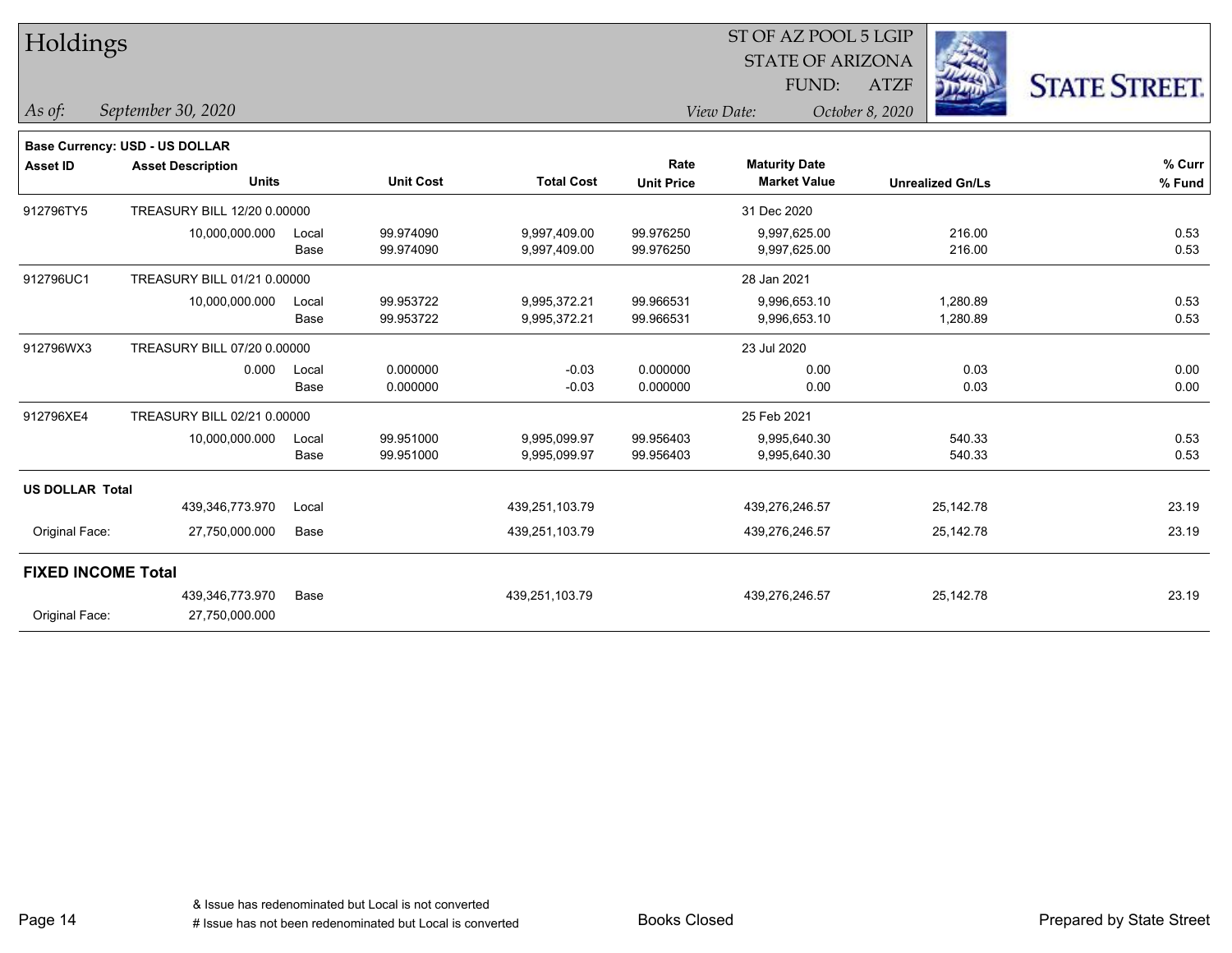# Holdings

ST OF AZ POOL 5 LGIP
STATE OF ARIZONA
FUND: ATZF

*As of:* *September 30, 2020*

*View Date:* *October 8, 2020*

**Base Currency: USD - US DOLLAR**

| Asset ID | Asset Description / Units | | Unit Cost | Total Cost | Rate / Unit Price | Maturity Date / Market Value | Unrealized Gn/Ls | % Curr / % Fund |
|---|---|---|---|---|---|---|---|---|
| 912796TY5 | TREASURY BILL 12/20 0.00000 | | | | | 31 Dec 2020 | | |
| | 10,000,000.000 | Local | 99.974090 | 9,997,409.00 | 99.976250 | 9,997,625.00 | 216.00 | 0.53 |
| | | Base | 99.974090 | 9,997,409.00 | 99.976250 | 9,997,625.00 | 216.00 | 0.53 |
| 912796UC1 | TREASURY BILL 01/21 0.00000 | | | | | 28 Jan 2021 | | |
| | 10,000,000.000 | Local | 99.953722 | 9,995,372.21 | 99.966531 | 9,996,653.10 | 1,280.89 | 0.53 |
| | | Base | 99.953722 | 9,995,372.21 | 99.966531 | 9,996,653.10 | 1,280.89 | 0.53 |
| 912796WX3 | TREASURY BILL 07/20 0.00000 | | | | | 23 Jul 2020 | | |
| | 0.000 | Local | 0.000000 | -0.03 | 0.000000 | 0.00 | 0.03 | 0.00 |
| | | Base | 0.000000 | -0.03 | 0.000000 | 0.00 | 0.03 | 0.00 |
| 912796XE4 | TREASURY BILL 02/21 0.00000 | | | | | 25 Feb 2021 | | |
| | 10,000,000.000 | Local | 99.951000 | 9,995,099.97 | 99.956403 | 9,995,640.30 | 540.33 | 0.53 |
| | | Base | 99.951000 | 9,995,099.97 | 99.956403 | 9,995,640.30 | 540.33 | 0.53 |
| **US DOLLAR Total** | | | | | | | | |
| | 439,346,773.970 | Local | | 439,251,103.79 | | 439,276,246.57 | 25,142.78 | 23.19 |
| Original Face: | 27,750,000.000 | Base | | 439,251,103.79 | | 439,276,246.57 | 25,142.78 | 23.19 |
| **FIXED INCOME Total** | | | | | | | | |
| | 439,346,773.970 | Base | | 439,251,103.79 | | 439,276,246.57 | 25,142.78 | 23.19 |
| Original Face: | 27,750,000.000 | | | | | | | |

& Issue has redenominated but Local is not converted
# Issue has not been redenominated but Local is converted

Books Closed

Prepared by State Street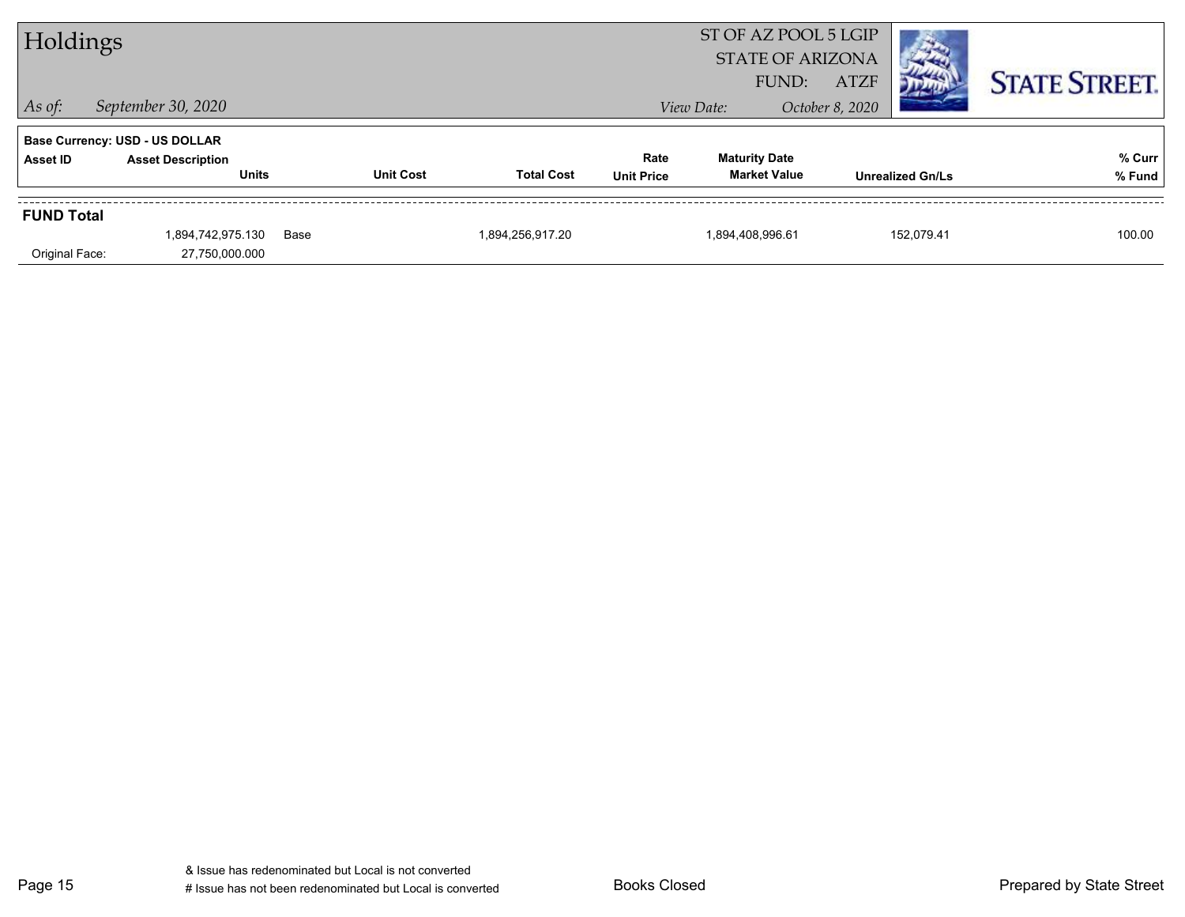# Holdings

ST OF AZ POOL 5 LGIP
STATE OF ARIZONA
FUND: ATZF

*As of:* *September 30, 2020*

*View Date:* *October 8, 2020*

**STATE STREET.**

**Base Currency: USD - US DOLLAR**

| Asset ID | Asset Description / Units | | Unit Cost | Total Cost | Rate / Unit Price | Maturity Date / Market Value | Unrealized Gn/Ls | % Curr / % Fund |
|---|---|---|---|---|---|---|---|---|
| **FUND Total** | | | | | | | | |
| | 1,894,742,975.130 | Base | | 1,894,256,917.20 | | 1,894,408,996.61 | 152,079.41 | 100.00 |
| Original Face: | 27,750,000.000 | | | | | | | |

& Issue has redenominated but Local is not converted
# Issue has not been redenominated but Local is converted

Books Closed

Prepared by State Street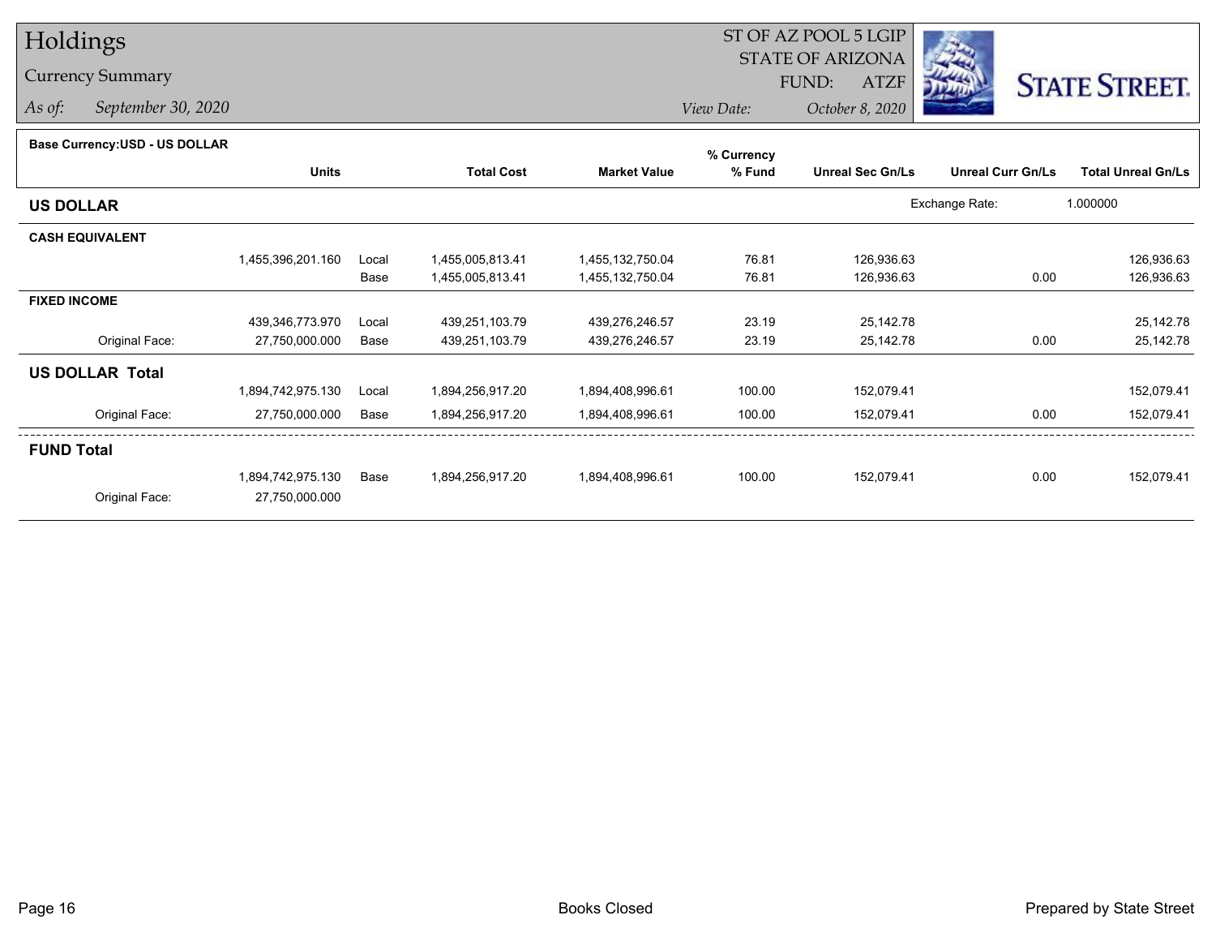# Holdings

## Currency Summary

*As of: September 30, 2020*

ST OF AZ POOL 5 LGIP
STATE OF ARIZONA
FUND: ATZF

*View Date: October 8, 2020*

**STATE STREET.**

| Base Currency:USD - US DOLLAR | Units | | Total Cost | Market Value | % Currency % Fund | Unreal Sec Gn/Ls | Unreal Curr Gn/Ls | Total Unreal Gn/Ls |
|---|---|---|---|---|---|---|---|---|
| **US DOLLAR** | | | | | | | Exchange Rate: | 1.000000 |
| **CASH EQUIVALENT** | | | | | | | | |
| | 1,455,396,201.160 | Local | 1,455,005,813.41 | 1,455,132,750.04 | 76.81 | 126,936.63 | | 126,936.63 |
| | | Base | 1,455,005,813.41 | 1,455,132,750.04 | 76.81 | 126,936.63 | 0.00 | 126,936.63 |
| **FIXED INCOME** | | | | | | | | |
| | 439,346,773.970 | Local | 439,251,103.79 | 439,276,246.57 | 23.19 | 25,142.78 | | 25,142.78 |
| Original Face: | 27,750,000.000 | Base | 439,251,103.79 | 439,276,246.57 | 23.19 | 25,142.78 | 0.00 | 25,142.78 |
| **US DOLLAR Total** | | | | | | | | |
| | 1,894,742,975.130 | Local | 1,894,256,917.20 | 1,894,408,996.61 | 100.00 | 152,079.41 | | 152,079.41 |
| Original Face: | 27,750,000.000 | Base | 1,894,256,917.20 | 1,894,408,996.61 | 100.00 | 152,079.41 | 0.00 | 152,079.41 |
| **FUND Total** | | | | | | | | |
| | 1,894,742,975.130 | Base | 1,894,256,917.20 | 1,894,408,996.61 | 100.00 | 152,079.41 | 0.00 | 152,079.41 |
| Original Face: | 27,750,000.000 | | | | | | | |

Books Closed

Prepared by State Street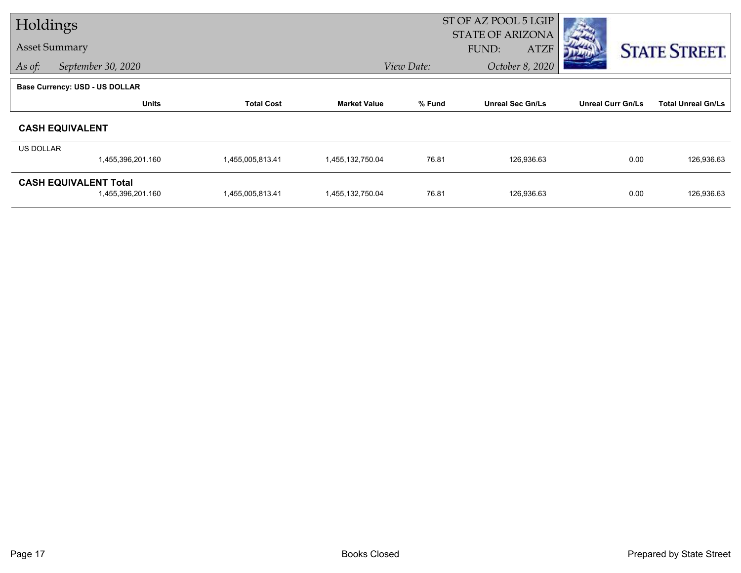# Holdings

## Asset Summary

*As of:* *September 30, 2020*

ST OF AZ POOL 5 LGIP
STATE OF ARIZONA
FUND: ATZF

*View Date:* *October 8, 2020*

**Base Currency: USD - US DOLLAR**

| | Units | Total Cost | Market Value | % Fund | Unreal Sec Gn/Ls | Unreal Curr Gn/Ls | Total Unreal Gn/Ls |
|---|---|---|---|---|---|---|---|
| **CASH EQUIVALENT** | | | | | | | |
| US DOLLAR | 1,455,396,201.160 | 1,455,005,813.41 | 1,455,132,750.04 | 76.81 | 126,936.63 | 0.00 | 126,936.63 |
| **CASH EQUIVALENT Total** | 1,455,396,201.160 | 1,455,005,813.41 | 1,455,132,750.04 | 76.81 | 126,936.63 | 0.00 | 126,936.63 |

Books Closed

Prepared by State Street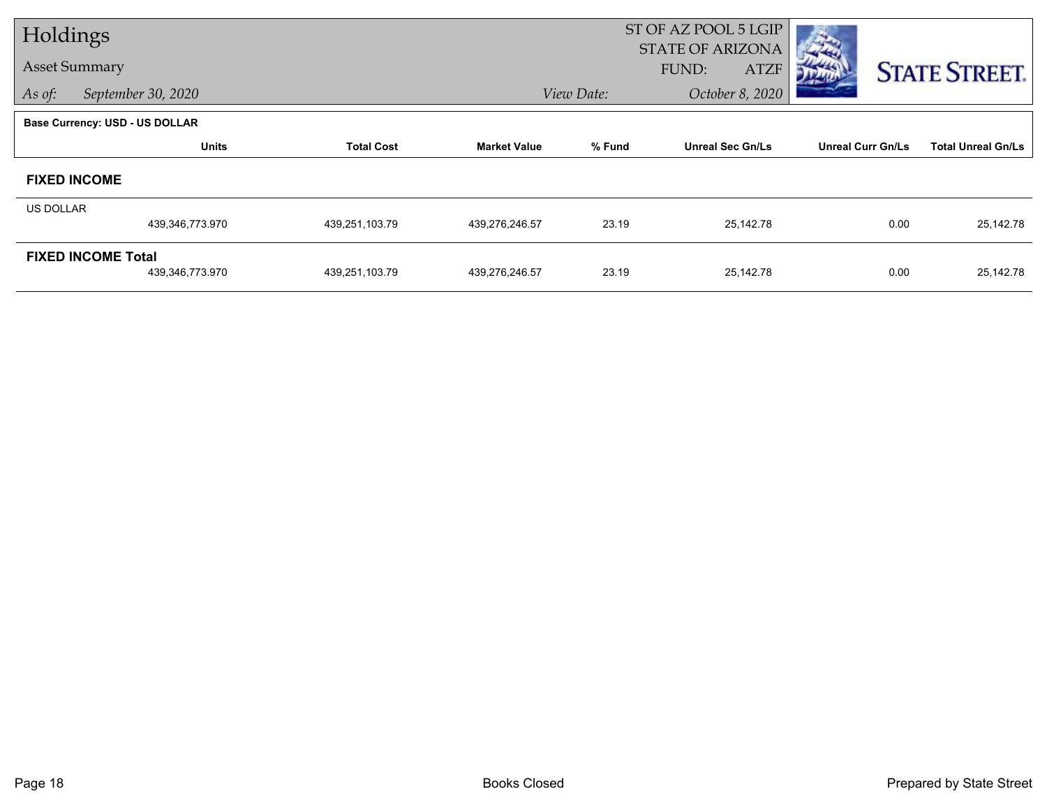# Holdings

## Asset Summary

*As of:* *September 30, 2020*

ST OF AZ POOL 5 LGIP
STATE OF ARIZONA
FUND: ATZF

*View Date:* *October 8, 2020*

**Base Currency: USD - US DOLLAR**

| | Units | Total Cost | Market Value | % Fund | Unreal Sec Gn/Ls | Unreal Curr Gn/Ls | Total Unreal Gn/Ls |
|---|---|---|---|---|---|---|---|
| **FIXED INCOME** | | | | | | | |
| US DOLLAR | | | | | | | |
| | 439,346,773.970 | 439,251,103.79 | 439,276,246.57 | 23.19 | 25,142.78 | 0.00 | 25,142.78 |
| **FIXED INCOME Total** | | | | | | | |
| | 439,346,773.970 | 439,251,103.79 | 439,276,246.57 | 23.19 | 25,142.78 | 0.00 | 25,142.78 |

Books Closed

Prepared by State Street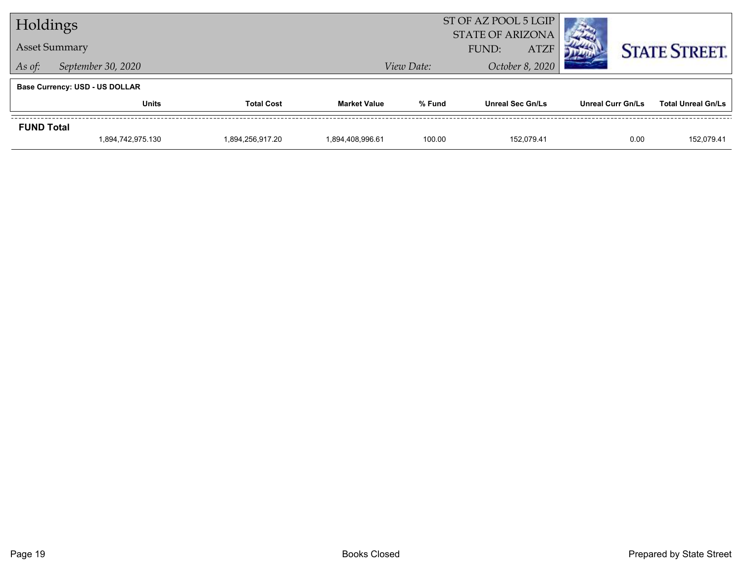# Holdings

## Asset Summary

*As of:* *September 30, 2020*

ST OF AZ POOL 5 LGIP
STATE OF ARIZONA
FUND: ATZF

*View Date:* *October 8, 2020*

**Base Currency: USD - US DOLLAR**

| | Units | Total Cost | Market Value | % Fund | Unreal Sec Gn/Ls | Unreal Curr Gn/Ls | Total Unreal Gn/Ls |
|---|---|---|---|---|---|---|---|
| **FUND Total** | | | | | | | |
| | 1,894,742,975.130 | 1,894,256,917.20 | 1,894,408,996.61 | 100.00 | 152,079.41 | 0.00 | 152,079.41 |

Books Closed

Prepared by State Street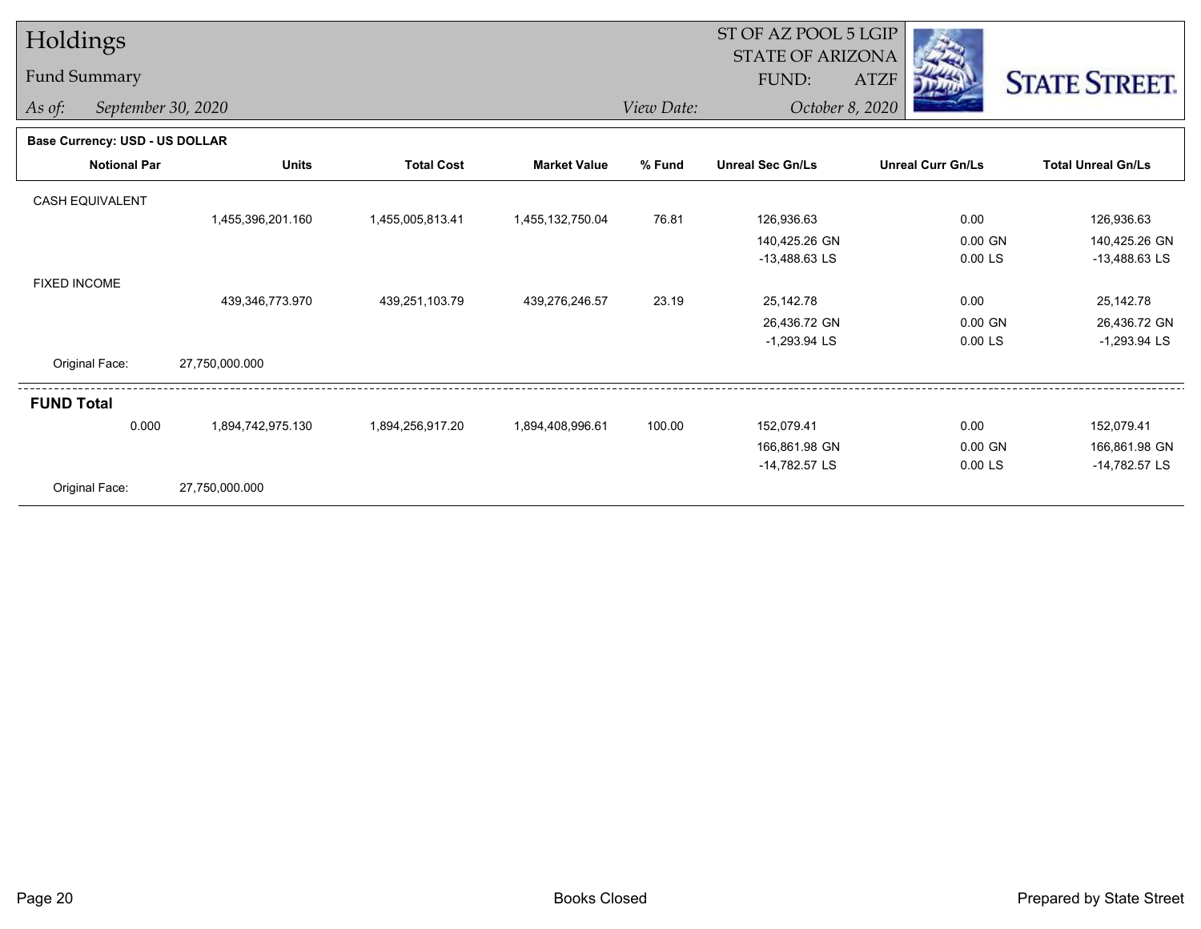# Holdings

Fund Summary

*As of:* *September 30, 2020*

ST OF AZ POOL 5 LGIP
STATE OF ARIZONA
FUND: ATZF

*View Date:* *October 8, 2020*

**Base Currency: USD - US DOLLAR**

| Notional Par | Units | Total Cost | Market Value | % Fund | Unreal Sec Gn/Ls | Unreal Curr Gn/Ls | Total Unreal Gn/Ls |
|---|---|---|---|---|---|---|---|
| CASH EQUIVALENT | | | | | | | |
| | 1,455,396,201.160 | 1,455,005,813.41 | 1,455,132,750.04 | 76.81 | 126,936.63 | 0.00 | 126,936.63 |
| | | | | | 140,425.26 GN | 0.00 GN | 140,425.26 GN |
| | | | | | -13,488.63 LS | 0.00 LS | -13,488.63 LS |
| FIXED INCOME | | | | | | | |
| | 439,346,773.970 | 439,251,103.79 | 439,276,246.57 | 23.19 | 25,142.78 | 0.00 | 25,142.78 |
| | | | | | 26,436.72 GN | 0.00 GN | 26,436.72 GN |
| | | | | | -1,293.94 LS | 0.00 LS | -1,293.94 LS |
| Original Face: | 27,750,000.000 | | | | | | |
| **FUND Total** | | | | | | | |
| 0.000 | 1,894,742,975.130 | 1,894,256,917.20 | 1,894,408,996.61 | 100.00 | 152,079.41 | 0.00 | 152,079.41 |
| | | | | | 166,861.98 GN | 0.00 GN | 166,861.98 GN |
| | | | | | -14,782.57 LS | 0.00 LS | -14,782.57 LS |
| Original Face: | 27,750,000.000 | | | | | | |

Books Closed

Prepared by State Street